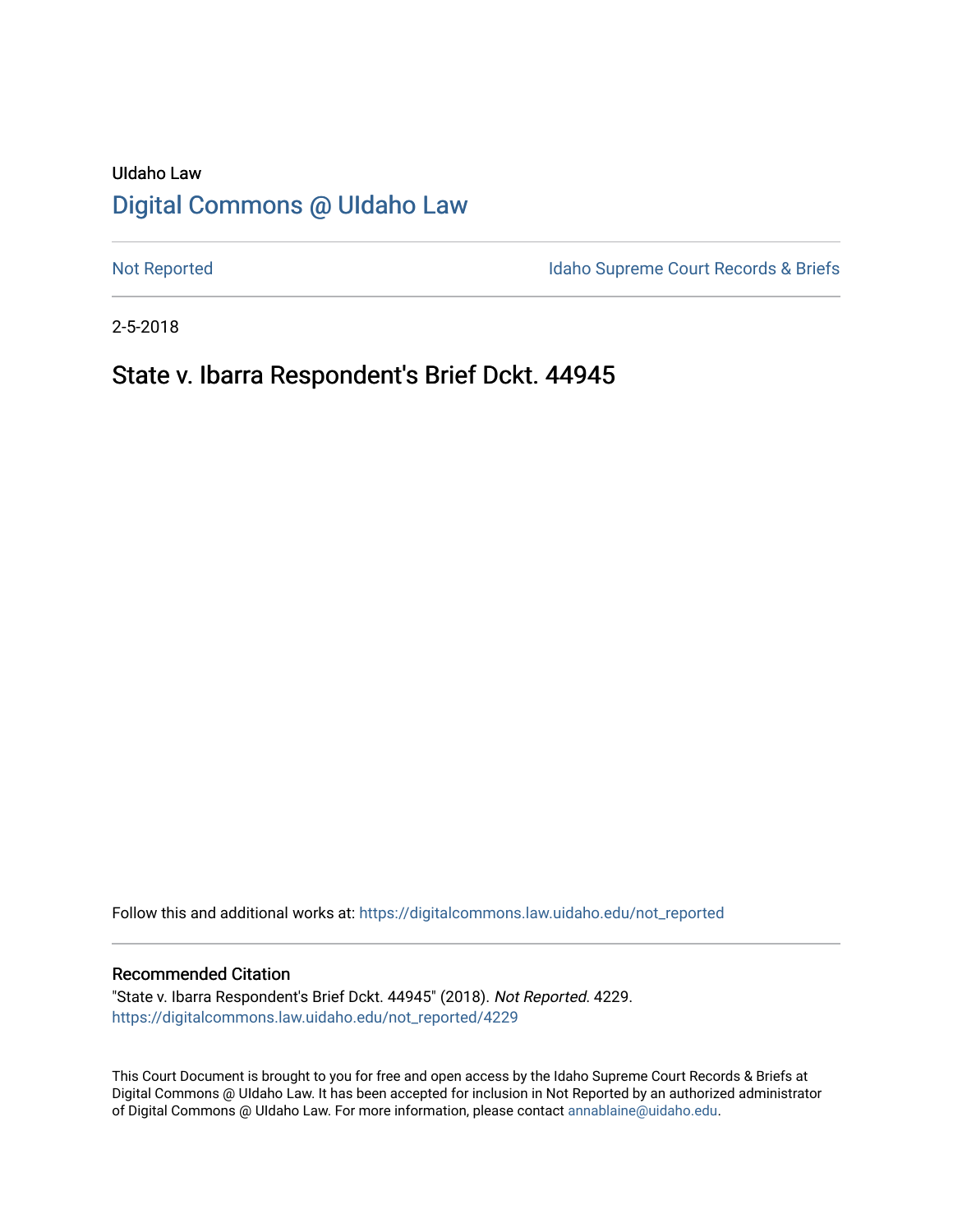UIdaho Law

# Digital Commons @ UIdaho Law

Not Reported

Idaho Supreme Court Records & Briefs

2-5-2018

## State v. Ibarra Respondent's Brief Dckt. 44945

Follow this and additional works at: https://digitalcommons.law.uidaho.edu/not_reported

### Recommended Citation

"State v. Ibarra Respondent's Brief Dckt. 44945" (2018). *Not Reported*. 4229.
https://digitalcommons.law.uidaho.edu/not_reported/4229

This Court Document is brought to you for free and open access by the Idaho Supreme Court Records & Briefs at Digital Commons @ UIdaho Law. It has been accepted for inclusion in Not Reported by an authorized administrator of Digital Commons @ UIdaho Law. For more information, please contact annablaine@uidaho.edu.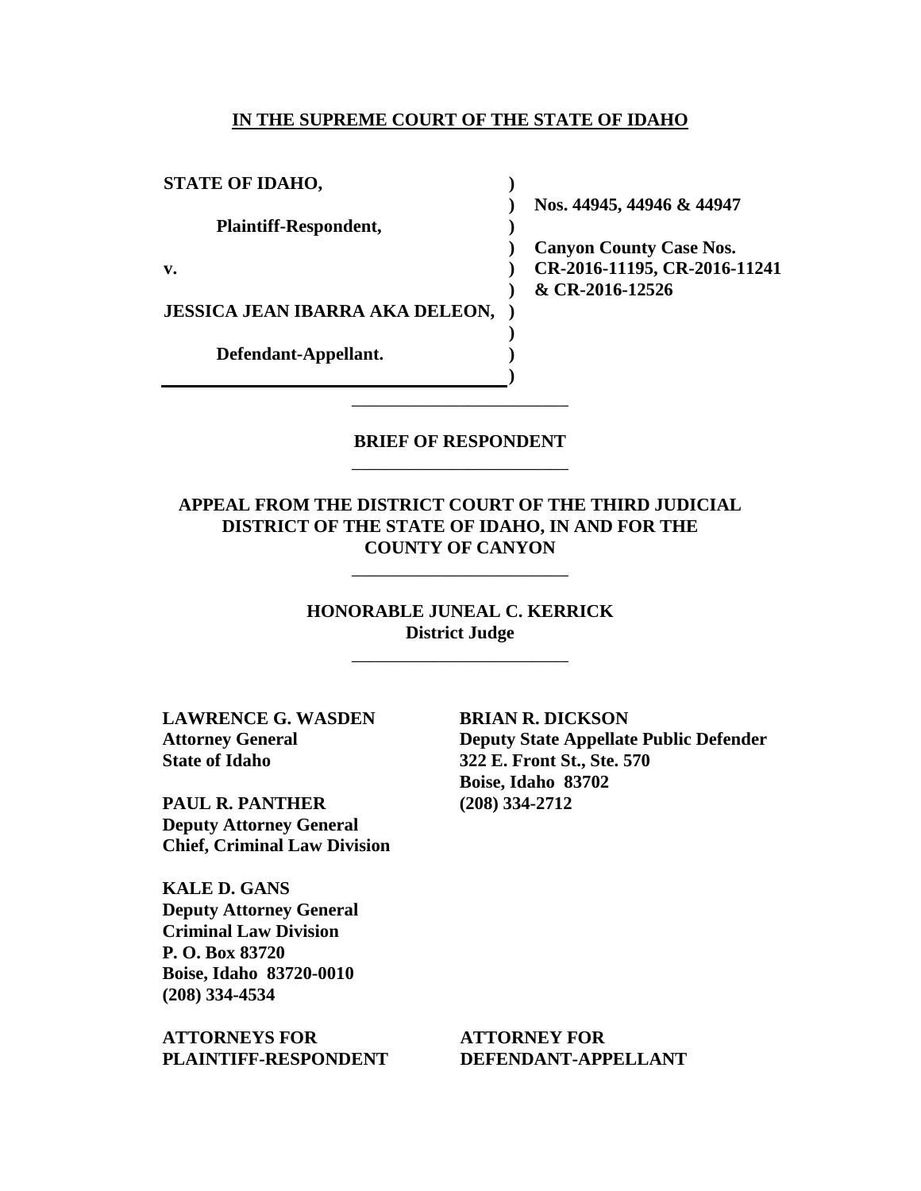**IN THE SUPREME COURT OF THE STATE OF IDAHO**

| | | |
|---|---|---|
| **STATE OF IDAHO,** | ) | |
| | ) | **Nos. 44945, 44946 & 44947** |
| **Plaintiff-Respondent,** | ) | |
| | ) | **Canyon County Case Nos.** |
| **v.** | ) | **CR-2016-11195, CR-2016-11241** |
| | ) | **& CR-2016-12526** |
| **JESSICA JEAN IBARRA AKA DELEON,** | ) | |
| | ) | |
| **Defendant-Appellant.** | ) | |
| | ) | |

---

**BRIEF OF RESPONDENT**

---

**APPEAL FROM THE DISTRICT COURT OF THE THIRD JUDICIAL DISTRICT OF THE STATE OF IDAHO, IN AND FOR THE COUNTY OF CANYON**

---

**HONORABLE JUNEAL C. KERRICK**
**District Judge**

---

**LAWRENCE G. WASDEN**
**Attorney General**
**State of Idaho**

**PAUL R. PANTHER**
**Deputy Attorney General**
**Chief, Criminal Law Division**

**KALE D. GANS**
**Deputy Attorney General**
**Criminal Law Division**
**P. O. Box 83720**
**Boise, Idaho 83720-0010**
**(208) 334-4534**

**ATTORNEYS FOR PLAINTIFF-RESPONDENT**

**BRIAN R. DICKSON**
**Deputy State Appellate Public Defender**
**322 E. Front St., Ste. 570**
**Boise, Idaho 83702**
**(208) 334-2712**

**ATTORNEY FOR DEFENDANT-APPELLANT**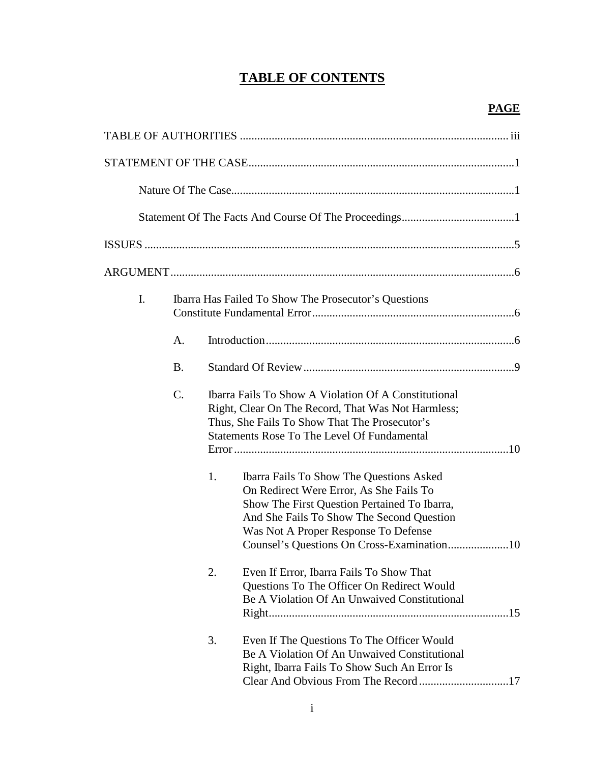# TABLE OF CONTENTS

**PAGE**

TABLE OF AUTHORITIES ............................................................................................ iii

STATEMENT OF THE CASE ........................................................................................... 1

Nature Of The Case ................................................................................................. 1

Statement Of The Facts And Course Of The Proceedings ....................................... 1

ISSUES ................................................................................................................................ 5

ARGUMENT ...................................................................................................................... 6

I. Ibarra Has Failed To Show The Prosecutor's Questions Constitute Fundamental Error ..................................................................... 6

A. Introduction ..................................................................................... 6

B. Standard Of Review ......................................................................... 9

C. Ibarra Fails To Show A Violation Of A Constitutional Right, Clear On The Record, That Was Not Harmless; Thus, She Fails To Show That The Prosecutor's Statements Rose To The Level Of Fundamental Error ............................................................................................. 10

1. Ibarra Fails To Show The Questions Asked On Redirect Were Error, As She Fails To Show The First Question Pertained To Ibarra, And She Fails To Show The Second Question Was Not A Proper Response To Defense Counsel's Questions On Cross-Examination .................... 10

2. Even If Error, Ibarra Fails To Show That Questions To The Officer On Redirect Would Be A Violation Of An Unwaived Constitutional Right ................................................................................. 15

3. Even If The Questions To The Officer Would Be A Violation Of An Unwaived Constitutional Right, Ibarra Fails To Show Such An Error Is Clear And Obvious From The Record .............................. 17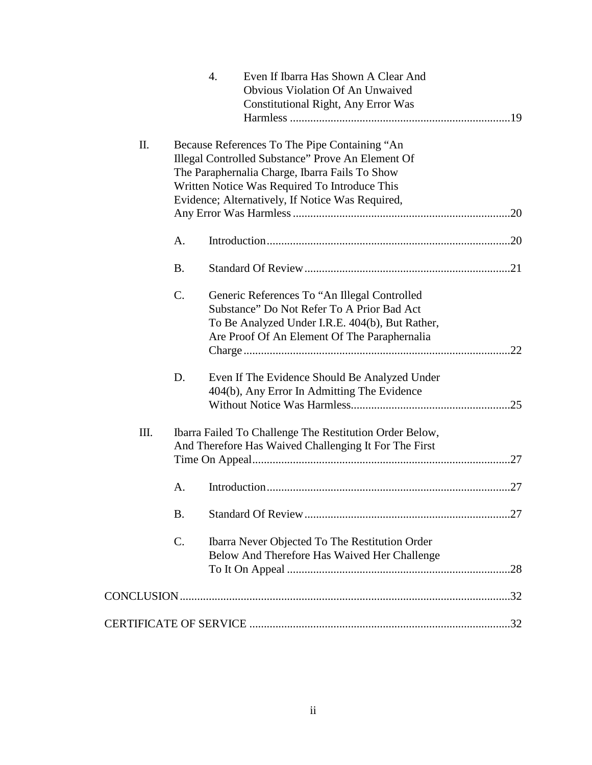4. Even If Ibarra Has Shown A Clear And Obvious Violation Of An Unwaived Constitutional Right, Any Error Was Harmless ....................19

II. Because References To The Pipe Containing "An Illegal Controlled Substance" Prove An Element Of The Paraphernalia Charge, Ibarra Fails To Show Written Notice Was Required To Introduce This Evidence; Alternatively, If Notice Was Required, Any Error Was Harmless ....................20

A. Introduction....................20

B. Standard Of Review....................21

C. Generic References To "An Illegal Controlled Substance" Do Not Refer To A Prior Bad Act To Be Analyzed Under I.R.E. 404(b), But Rather, Are Proof Of An Element Of The Paraphernalia Charge....................22

D. Even If The Evidence Should Be Analyzed Under 404(b), Any Error In Admitting The Evidence Without Notice Was Harmless....................25

III. Ibarra Failed To Challenge The Restitution Order Below, And Therefore Has Waived Challenging It For The First Time On Appeal....................27

A. Introduction....................27

B. Standard Of Review....................27

C. Ibarra Never Objected To The Restitution Order Below And Therefore Has Waived Her Challenge To It On Appeal....................28

CONCLUSION....................32

CERTIFICATE OF SERVICE....................32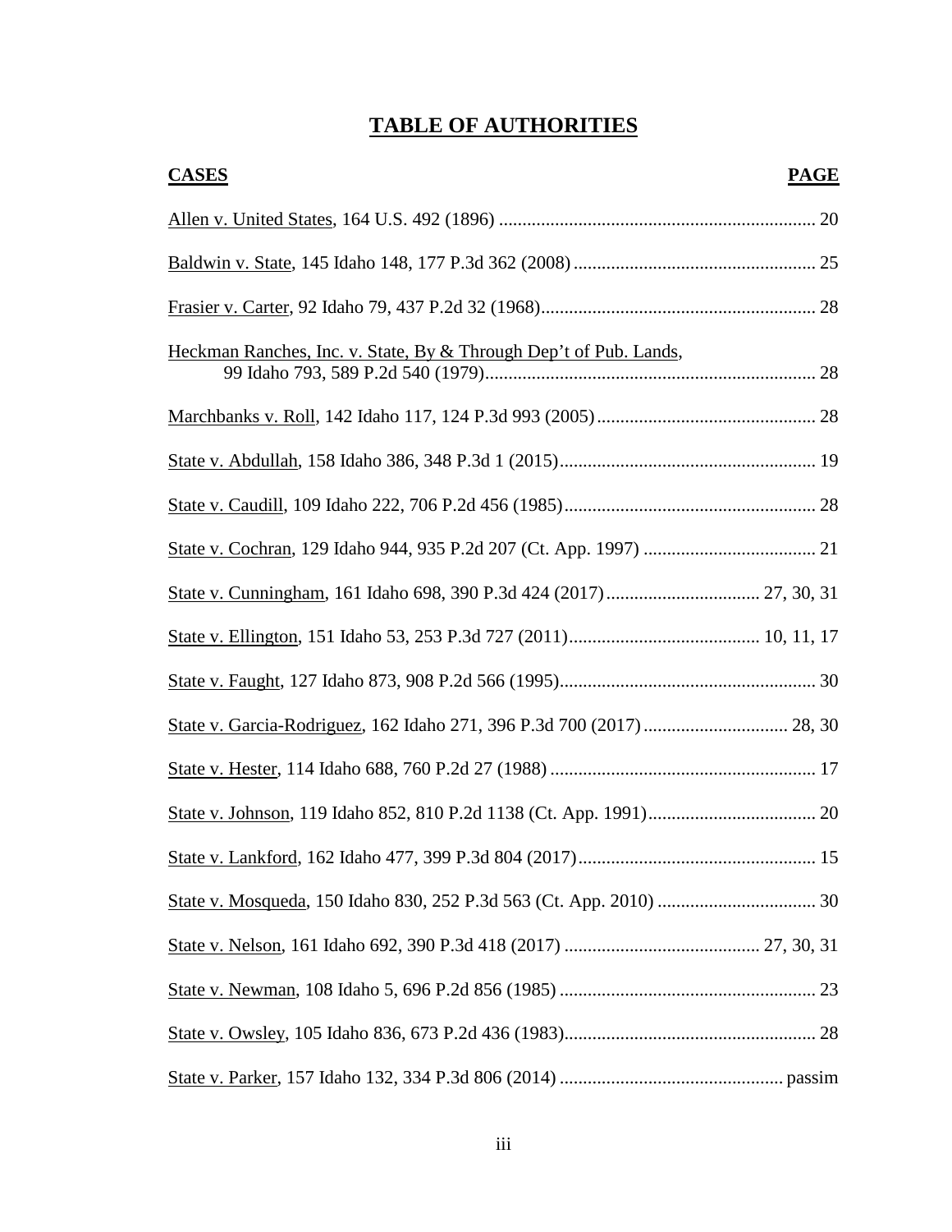# TABLE OF AUTHORITIES

| CASES | PAGE |
|---|---|
| Allen v. United States, 164 U.S. 492 (1896) | 20 |
| Baldwin v. State, 145 Idaho 148, 177 P.3d 362 (2008) | 25 |
| Frasier v. Carter, 92 Idaho 79, 437 P.2d 32 (1968) | 28 |
| Heckman Ranches, Inc. v. State, By & Through Dep't of Pub. Lands, 99 Idaho 793, 589 P.2d 540 (1979) | 28 |
| Marchbanks v. Roll, 142 Idaho 117, 124 P.3d 993 (2005) | 28 |
| State v. Abdullah, 158 Idaho 386, 348 P.3d 1 (2015) | 19 |
| State v. Caudill, 109 Idaho 222, 706 P.2d 456 (1985) | 28 |
| State v. Cochran, 129 Idaho 944, 935 P.2d 207 (Ct. App. 1997) | 21 |
| State v. Cunningham, 161 Idaho 698, 390 P.3d 424 (2017) | 27, 30, 31 |
| State v. Ellington, 151 Idaho 53, 253 P.3d 727 (2011) | 10, 11, 17 |
| State v. Faught, 127 Idaho 873, 908 P.2d 566 (1995) | 30 |
| State v. Garcia-Rodriguez, 162 Idaho 271, 396 P.3d 700 (2017) | 28, 30 |
| State v. Hester, 114 Idaho 688, 760 P.2d 27 (1988) | 17 |
| State v. Johnson, 119 Idaho 852, 810 P.2d 1138 (Ct. App. 1991) | 20 |
| State v. Lankford, 162 Idaho 477, 399 P.3d 804 (2017) | 15 |
| State v. Mosqueda, 150 Idaho 830, 252 P.3d 563 (Ct. App. 2010) | 30 |
| State v. Nelson, 161 Idaho 692, 390 P.3d 418 (2017) | 27, 30, 31 |
| State v. Newman, 108 Idaho 5, 696 P.2d 856 (1985) | 23 |
| State v. Owsley, 105 Idaho 836, 673 P.2d 436 (1983) | 28 |
| State v. Parker, 157 Idaho 132, 334 P.3d 806 (2014) | passim |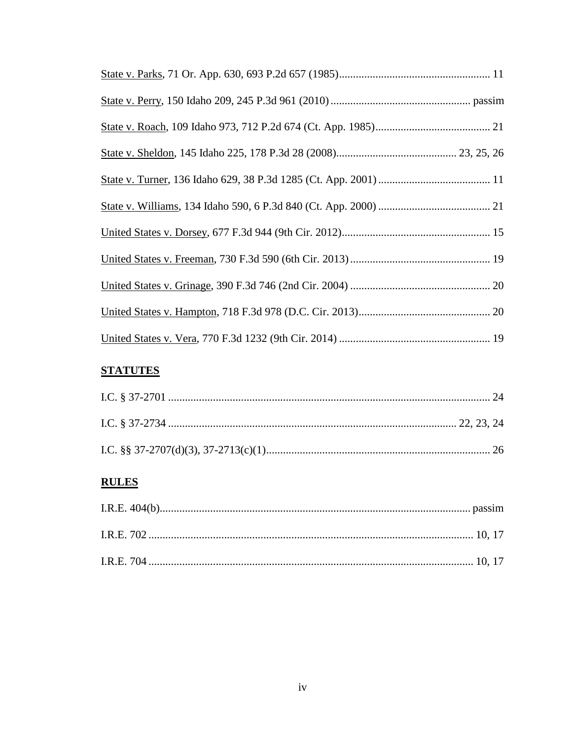State v. Parks, 71 Or. App. 630, 693 P.2d 657 (1985)...................................................... 11

State v. Perry, 150 Idaho 209, 245 P.3d 961 (2010).................................................. passim

State v. Roach, 109 Idaho 973, 712 P.2d 674 (Ct. App. 1985)......................................... 21

State v. Sheldon, 145 Idaho 225, 178 P.3d 28 (2008)........................................... 23, 25, 26

State v. Turner, 136 Idaho 629, 38 P.3d 1285 (Ct. App. 2001)........................................ 11

State v. Williams, 134 Idaho 590, 6 P.3d 840 (Ct. App. 2000)........................................ 21

United States v. Dorsey, 677 F.3d 944 (9th Cir. 2012)..................................................... 15

United States v. Freeman, 730 F.3d 590 (6th Cir. 2013).................................................. 19

United States v. Grinage, 390 F.3d 746 (2nd Cir. 2004).................................................. 20

United States v. Hampton, 718 F.3d 978 (D.C. Cir. 2013)............................................... 20

United States v. Vera, 770 F.3d 1232 (9th Cir. 2014)...................................................... 19

**STATUTES**

I.C. § 37-2701.................................................................................................................. 24

I.C. § 37-2734.................................................................................................... 22, 23, 24

I.C. §§ 37-2707(d)(3), 37-2713(c)(1)............................................................................... 26

**RULES**

I.R.E. 404(b)............................................................................................................. passim

I.R.E. 702................................................................................................................. 10, 17

I.R.E. 704................................................................................................................. 10, 17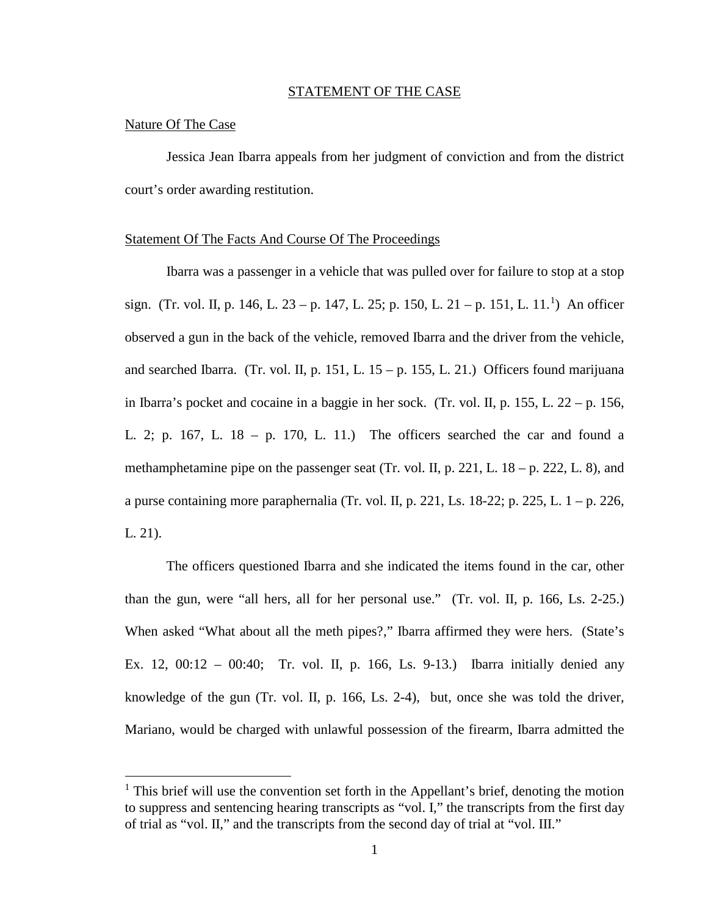## STATEMENT OF THE CASE

### Nature Of The Case

Jessica Jean Ibarra appeals from her judgment of conviction and from the district court's order awarding restitution.

### Statement Of The Facts And Course Of The Proceedings

Ibarra was a passenger in a vehicle that was pulled over for failure to stop at a stop sign. (Tr. vol. II, p. 146, L. 23 – p. 147, L. 25; p. 150, L. 21 – p. 151, L. 11.[1]) An officer observed a gun in the back of the vehicle, removed Ibarra and the driver from the vehicle, and searched Ibarra. (Tr. vol. II, p. 151, L. 15 – p. 155, L. 21.) Officers found marijuana in Ibarra's pocket and cocaine in a baggie in her sock. (Tr. vol. II, p. 155, L. 22 – p. 156, L. 2; p. 167, L. 18 – p. 170, L. 11.) The officers searched the car and found a methamphetamine pipe on the passenger seat (Tr. vol. II, p. 221, L. 18 – p. 222, L. 8), and a purse containing more paraphernalia (Tr. vol. II, p. 221, Ls. 18-22; p. 225, L. 1 – p. 226, L. 21).

The officers questioned Ibarra and she indicated the items found in the car, other than the gun, were "all hers, all for her personal use." (Tr. vol. II, p. 166, Ls. 2-25.) When asked "What about all the meth pipes?," Ibarra affirmed they were hers. (State's Ex. 12, 00:12 – 00:40; Tr. vol. II, p. 166, Ls. 9-13.) Ibarra initially denied any knowledge of the gun (Tr. vol. II, p. 166, Ls. 2-4), but, once she was told the driver, Mariano, would be charged with unlawful possession of the firearm, Ibarra admitted the

[1] This brief will use the convention set forth in the Appellant's brief, denoting the motion to suppress and sentencing hearing transcripts as "vol. I," the transcripts from the first day of trial as "vol. II," and the transcripts from the second day of trial at "vol. III."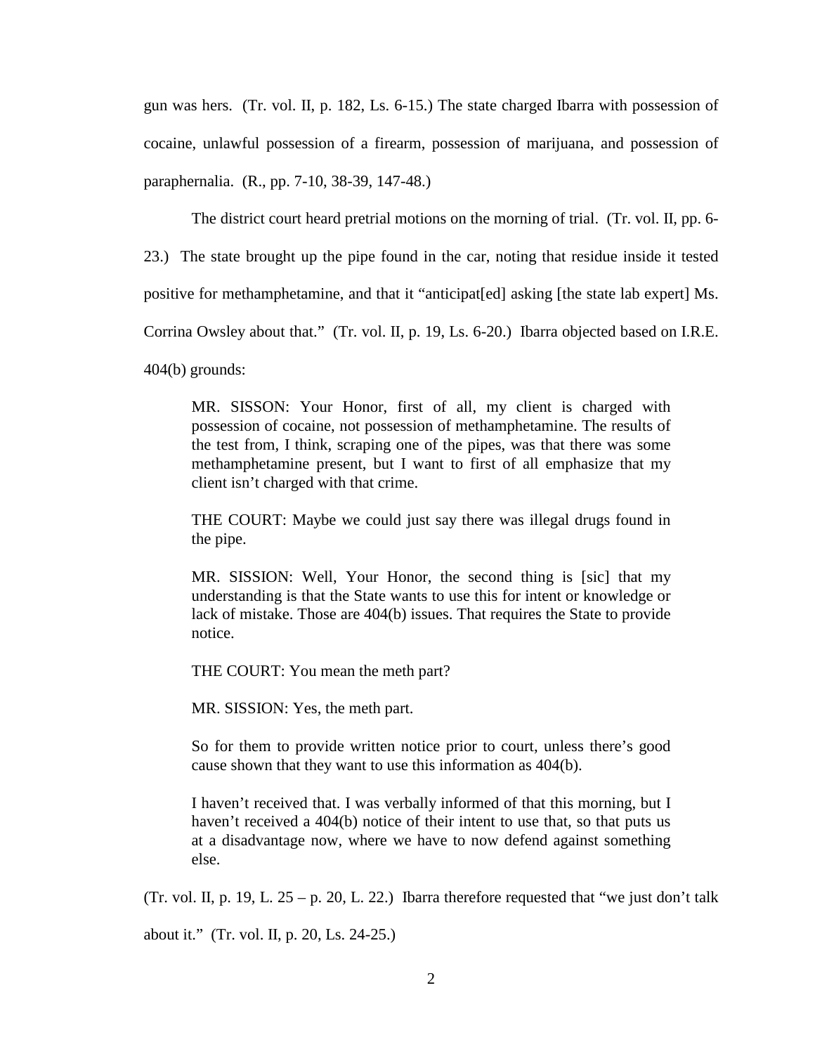gun was hers. (Tr. vol. II, p. 182, Ls. 6-15.) The state charged Ibarra with possession of cocaine, unlawful possession of a firearm, possession of marijuana, and possession of paraphernalia. (R., pp. 7-10, 38-39, 147-48.)

The district court heard pretrial motions on the morning of trial. (Tr. vol. II, pp. 6-23.) The state brought up the pipe found in the car, noting that residue inside it tested positive for methamphetamine, and that it "anticipat[ed] asking [the state lab expert] Ms. Corrina Owsley about that." (Tr. vol. II, p. 19, Ls. 6-20.) Ibarra objected based on I.R.E. 404(b) grounds:

> MR. SISSON: Your Honor, first of all, my client is charged with possession of cocaine, not possession of methamphetamine. The results of the test from, I think, scraping one of the pipes, was that there was some methamphetamine present, but I want to first of all emphasize that my client isn't charged with that crime.
>
> THE COURT: Maybe we could just say there was illegal drugs found in the pipe.
>
> MR. SISSION: Well, Your Honor, the second thing is [sic] that my understanding is that the State wants to use this for intent or knowledge or lack of mistake. Those are 404(b) issues. That requires the State to provide notice.
>
> THE COURT: You mean the meth part?
>
> MR. SISSION: Yes, the meth part.
>
> So for them to provide written notice prior to court, unless there's good cause shown that they want to use this information as 404(b).
>
> I haven't received that. I was verbally informed of that this morning, but I haven't received a 404(b) notice of their intent to use that, so that puts us at a disadvantage now, where we have to now defend against something else.

(Tr. vol. II, p. 19, L. 25 – p. 20, L. 22.) Ibarra therefore requested that "we just don't talk about it." (Tr. vol. II, p. 20, Ls. 24-25.)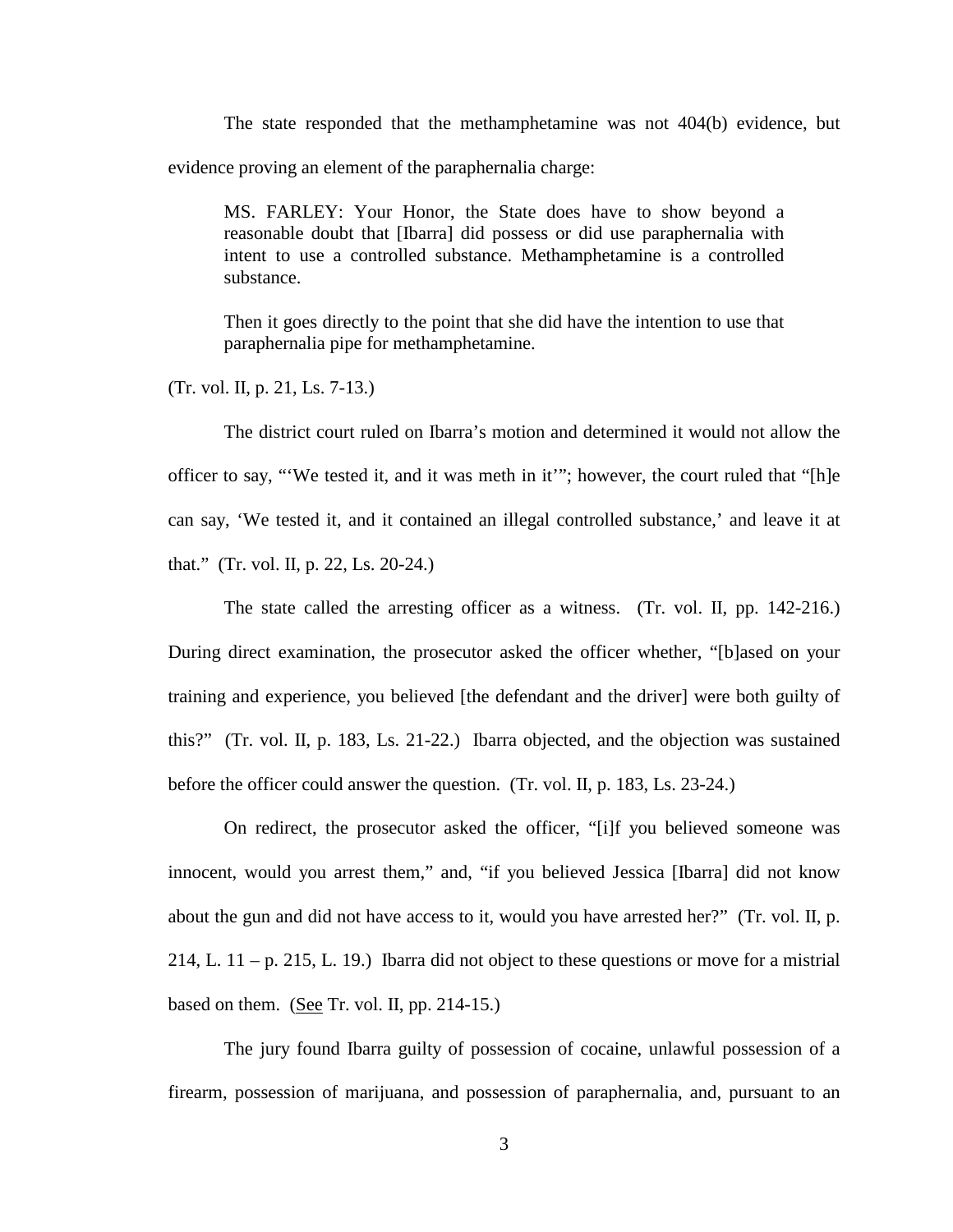The state responded that the methamphetamine was not 404(b) evidence, but evidence proving an element of the paraphernalia charge:

> MS. FARLEY: Your Honor, the State does have to show beyond a reasonable doubt that [Ibarra] did possess or did use paraphernalia with intent to use a controlled substance. Methamphetamine is a controlled substance.
>
> Then it goes directly to the point that she did have the intention to use that paraphernalia pipe for methamphetamine.

(Tr. vol. II, p. 21, Ls. 7-13.)

The district court ruled on Ibarra's motion and determined it would not allow the officer to say, "'We tested it, and it was meth in it'"; however, the court ruled that "[h]e can say, 'We tested it, and it contained an illegal controlled substance,' and leave it at that." (Tr. vol. II, p. 22, Ls. 20-24.)

The state called the arresting officer as a witness. (Tr. vol. II, pp. 142-216.) During direct examination, the prosecutor asked the officer whether, "[b]ased on your training and experience, you believed [the defendant and the driver] were both guilty of this?" (Tr. vol. II, p. 183, Ls. 21-22.) Ibarra objected, and the objection was sustained before the officer could answer the question. (Tr. vol. II, p. 183, Ls. 23-24.)

On redirect, the prosecutor asked the officer, "[i]f you believed someone was innocent, would you arrest them," and, "if you believed Jessica [Ibarra] did not know about the gun and did not have access to it, would you have arrested her?" (Tr. vol. II, p. 214, L. 11 – p. 215, L. 19.) Ibarra did not object to these questions or move for a mistrial based on them. (See Tr. vol. II, pp. 214-15.)

The jury found Ibarra guilty of possession of cocaine, unlawful possession of a firearm, possession of marijuana, and possession of paraphernalia, and, pursuant to an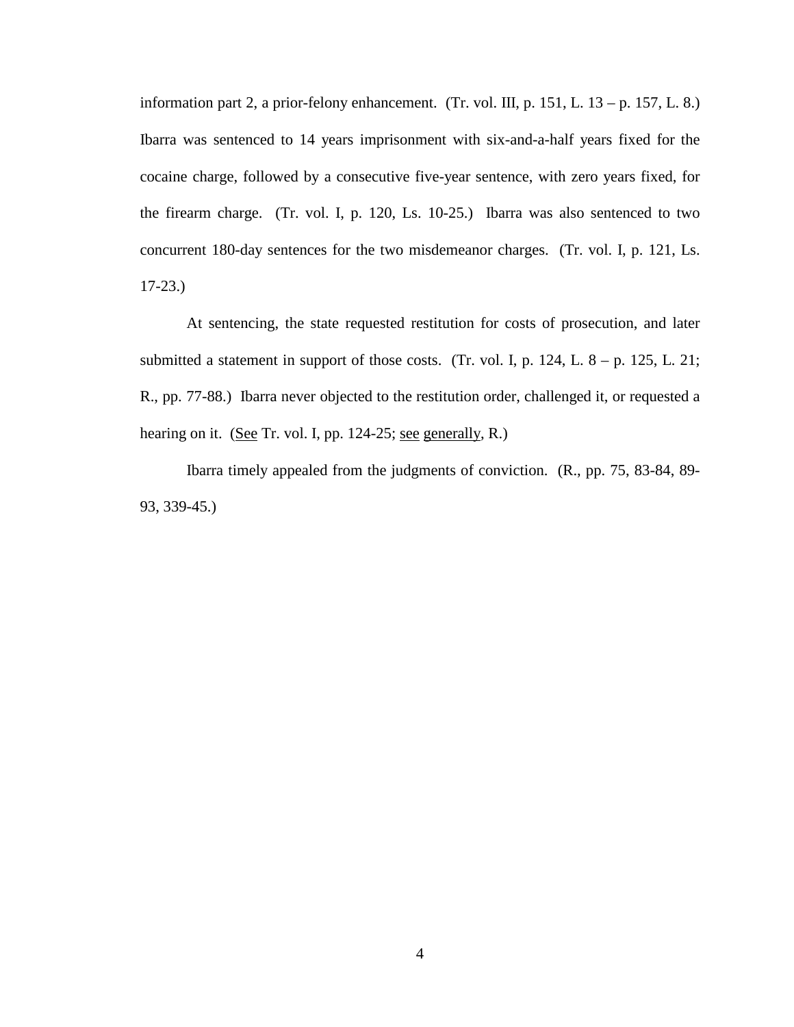information part 2, a prior-felony enhancement. (Tr. vol. III, p. 151, L. 13 – p. 157, L. 8.) Ibarra was sentenced to 14 years imprisonment with six-and-a-half years fixed for the cocaine charge, followed by a consecutive five-year sentence, with zero years fixed, for the firearm charge. (Tr. vol. I, p. 120, Ls. 10-25.) Ibarra was also sentenced to two concurrent 180-day sentences for the two misdemeanor charges. (Tr. vol. I, p. 121, Ls. 17-23.)

At sentencing, the state requested restitution for costs of prosecution, and later submitted a statement in support of those costs. (Tr. vol. I, p. 124, L. 8 – p. 125, L. 21; R., pp. 77-88.) Ibarra never objected to the restitution order, challenged it, or requested a hearing on it. (See Tr. vol. I, pp. 124-25; see generally, R.)

Ibarra timely appealed from the judgments of conviction. (R., pp. 75, 83-84, 89-93, 339-45.)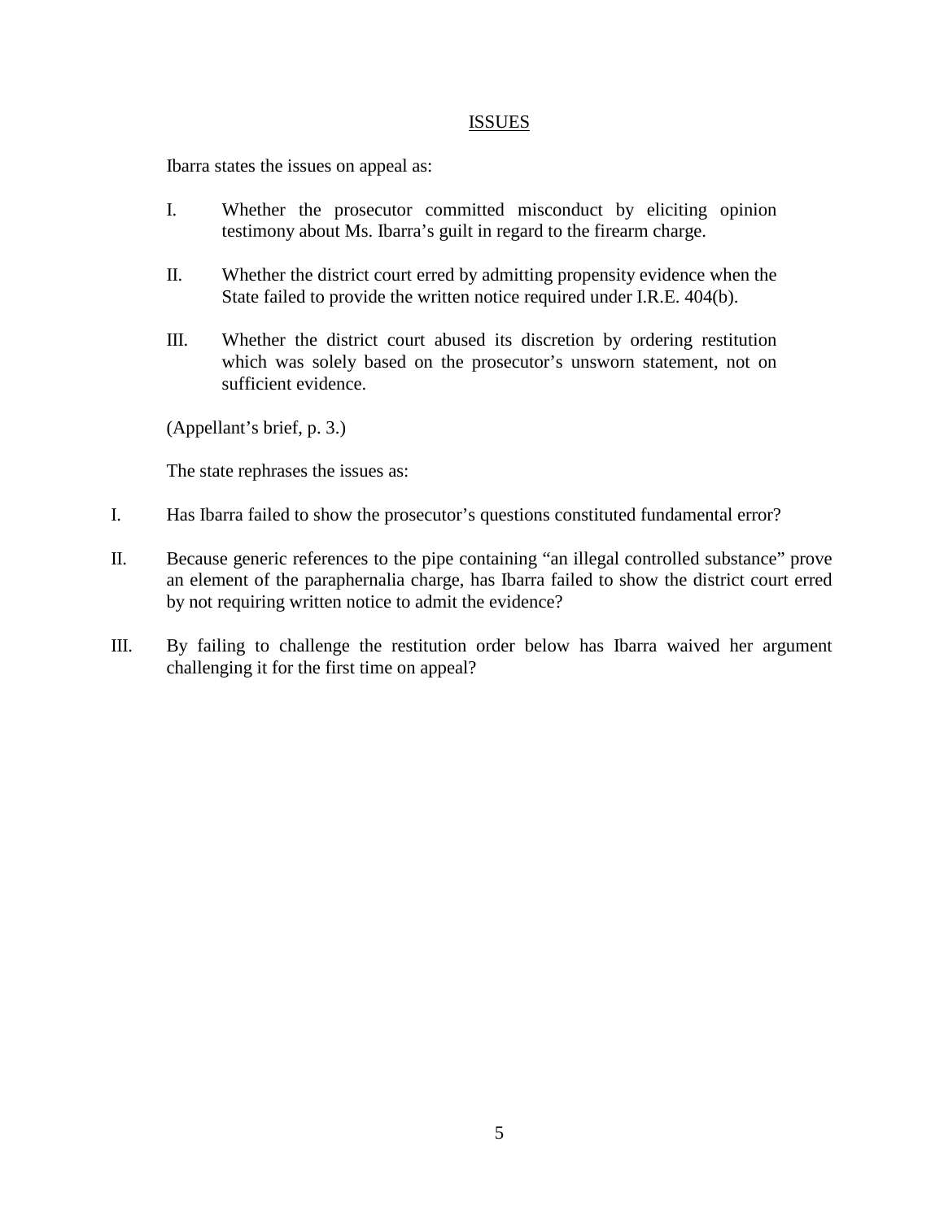## ISSUES

Ibarra states the issues on appeal as:

I. Whether the prosecutor committed misconduct by eliciting opinion testimony about Ms. Ibarra's guilt in regard to the firearm charge.

II. Whether the district court erred by admitting propensity evidence when the State failed to provide the written notice required under I.R.E. 404(b).

III. Whether the district court abused its discretion by ordering restitution which was solely based on the prosecutor's unsworn statement, not on sufficient evidence.

(Appellant's brief, p. 3.)

The state rephrases the issues as:

I. Has Ibarra failed to show the prosecutor's questions constituted fundamental error?

II. Because generic references to the pipe containing "an illegal controlled substance" prove an element of the paraphernalia charge, has Ibarra failed to show the district court erred by not requiring written notice to admit the evidence?

III. By failing to challenge the restitution order below has Ibarra waived her argument challenging it for the first time on appeal?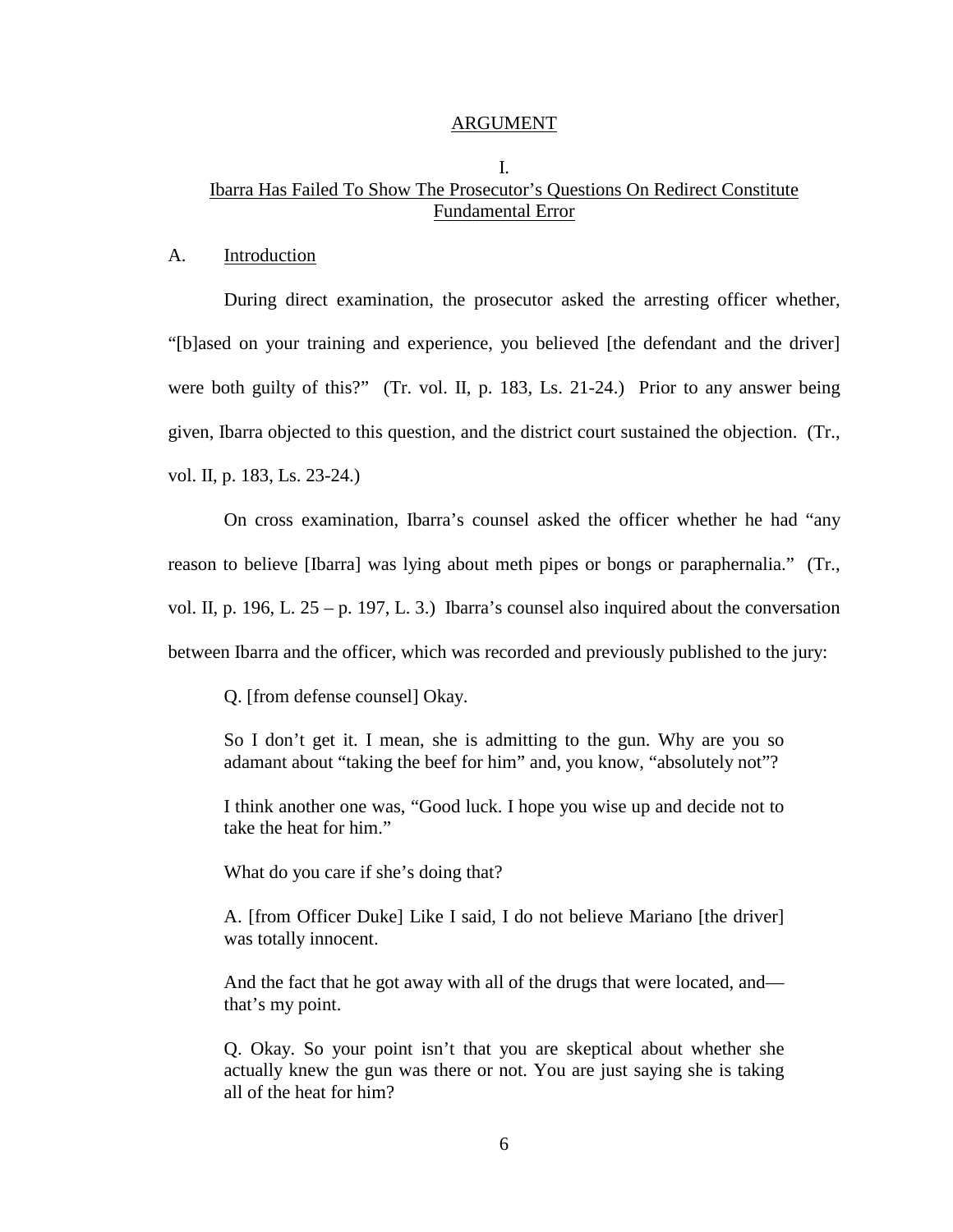## ARGUMENT

### I.
### Ibarra Has Failed To Show The Prosecutor's Questions On Redirect Constitute Fundamental Error

A. Introduction

During direct examination, the prosecutor asked the arresting officer whether, "[b]ased on your training and experience, you believed [the defendant and the driver] were both guilty of this?" (Tr. vol. II, p. 183, Ls. 21-24.) Prior to any answer being given, Ibarra objected to this question, and the district court sustained the objection. (Tr., vol. II, p. 183, Ls. 23-24.)

On cross examination, Ibarra's counsel asked the officer whether he had "any reason to believe [Ibarra] was lying about meth pipes or bongs or paraphernalia." (Tr., vol. II, p. 196, L. 25 – p. 197, L. 3.) Ibarra's counsel also inquired about the conversation between Ibarra and the officer, which was recorded and previously published to the jury:

> Q. [from defense counsel] Okay.
>
> So I don't get it. I mean, she is admitting to the gun. Why are you so adamant about "taking the beef for him" and, you know, "absolutely not"?
>
> I think another one was, "Good luck. I hope you wise up and decide not to take the heat for him."
>
> What do you care if she's doing that?
>
> A. [from Officer Duke] Like I said, I do not believe Mariano [the driver] was totally innocent.
>
> And the fact that he got away with all of the drugs that were located, and—that's my point.
>
> Q. Okay. So your point isn't that you are skeptical about whether she actually knew the gun was there or not. You are just saying she is taking all of the heat for him?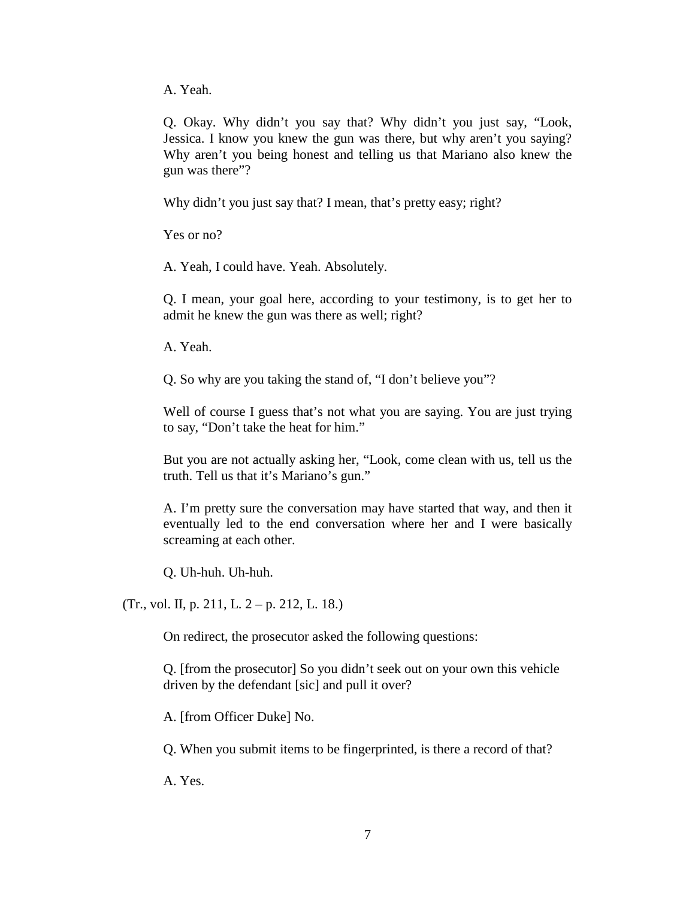A. Yeah.

Q. Okay. Why didn't you say that? Why didn't you just say, "Look, Jessica. I know you knew the gun was there, but why aren't you saying? Why aren't you being honest and telling us that Mariano also knew the gun was there"?

Why didn't you just say that? I mean, that's pretty easy; right?

Yes or no?

A. Yeah, I could have. Yeah. Absolutely.

Q. I mean, your goal here, according to your testimony, is to get her to admit he knew the gun was there as well; right?

A. Yeah.

Q. So why are you taking the stand of, "I don't believe you"?

Well of course I guess that's not what you are saying. You are just trying to say, "Don't take the heat for him."

But you are not actually asking her, "Look, come clean with us, tell us the truth. Tell us that it's Mariano's gun."

A. I'm pretty sure the conversation may have started that way, and then it eventually led to the end conversation where her and I were basically screaming at each other.

Q. Uh-huh. Uh-huh.

(Tr., vol. II, p. 211, L. 2 – p. 212, L. 18.)

On redirect, the prosecutor asked the following questions:

Q. [from the prosecutor] So you didn't seek out on your own this vehicle driven by the defendant [sic] and pull it over?

A. [from Officer Duke] No.

Q. When you submit items to be fingerprinted, is there a record of that?

A. Yes.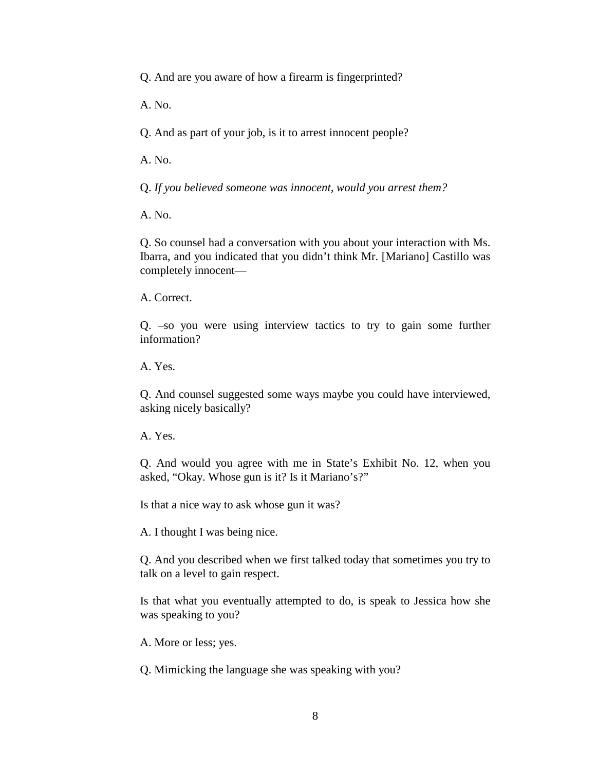Q. And are you aware of how a firearm is fingerprinted?

A. No.

Q. And as part of your job, is it to arrest innocent people?

A. No.

Q. *If you believed someone was innocent, would you arrest them?*

A. No.

Q. So counsel had a conversation with you about your interaction with Ms. Ibarra, and you indicated that you didn't think Mr. [Mariano] Castillo was completely innocent—

A. Correct.

Q. –so you were using interview tactics to try to gain some further information?

A. Yes.

Q. And counsel suggested some ways maybe you could have interviewed, asking nicely basically?

A. Yes.

Q. And would you agree with me in State's Exhibit No. 12, when you asked, "Okay. Whose gun is it? Is it Mariano's?"

Is that a nice way to ask whose gun it was?

A. I thought I was being nice.

Q. And you described when we first talked today that sometimes you try to talk on a level to gain respect.

Is that what you eventually attempted to do, is speak to Jessica how she was speaking to you?

A. More or less; yes.

Q. Mimicking the language she was speaking with you?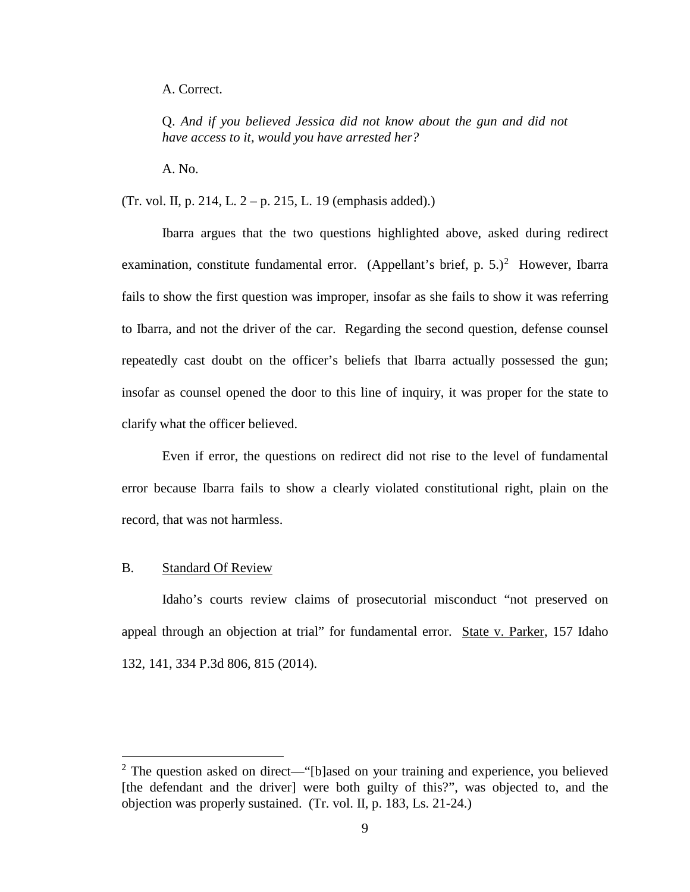A. Correct.

Q. *And if you believed Jessica did not know about the gun and did not have access to it, would you have arrested her?*

A. No.

(Tr. vol. II, p. 214, L. 2 – p. 215, L. 19 (emphasis added).)

Ibarra argues that the two questions highlighted above, asked during redirect examination, constitute fundamental error. (Appellant's brief, p. 5.)[2] However, Ibarra fails to show the first question was improper, insofar as she fails to show it was referring to Ibarra, and not the driver of the car. Regarding the second question, defense counsel repeatedly cast doubt on the officer's beliefs that Ibarra actually possessed the gun; insofar as counsel opened the door to this line of inquiry, it was proper for the state to clarify what the officer believed.

Even if error, the questions on redirect did not rise to the level of fundamental error because Ibarra fails to show a clearly violated constitutional right, plain on the record, that was not harmless.

B. Standard Of Review

Idaho's courts review claims of prosecutorial misconduct "not preserved on appeal through an objection at trial" for fundamental error. State v. Parker, 157 Idaho 132, 141, 334 P.3d 806, 815 (2014).

[2] The question asked on direct—"[b]ased on your training and experience, you believed [the defendant and the driver] were both guilty of this?", was objected to, and the objection was properly sustained. (Tr. vol. II, p. 183, Ls. 21-24.)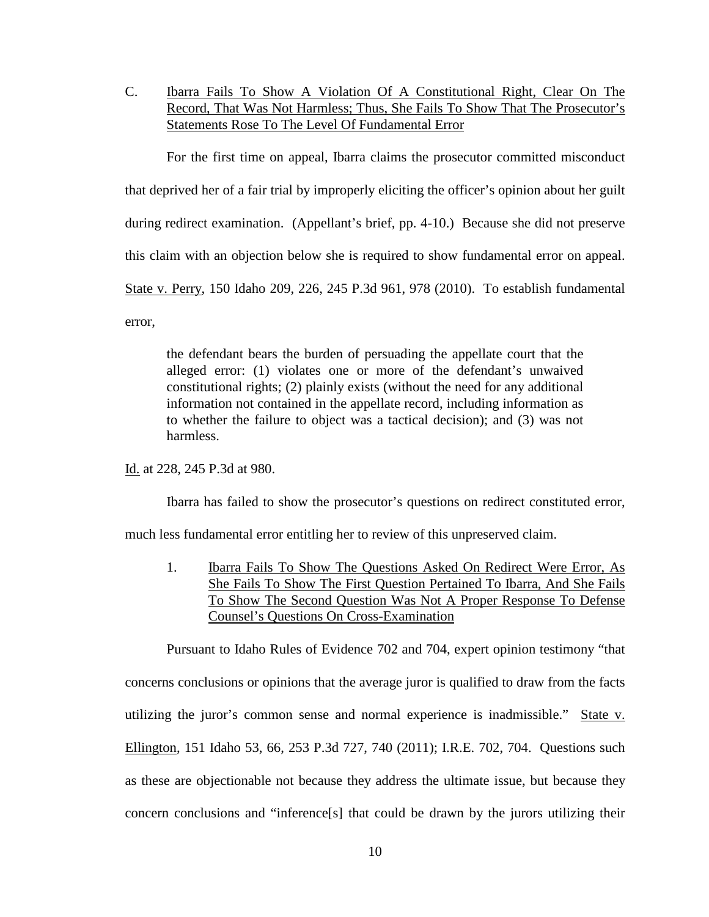C. Ibarra Fails To Show A Violation Of A Constitutional Right, Clear On The Record, That Was Not Harmless; Thus, She Fails To Show That The Prosecutor's Statements Rose To The Level Of Fundamental Error

For the first time on appeal, Ibarra claims the prosecutor committed misconduct that deprived her of a fair trial by improperly eliciting the officer's opinion about her guilt during redirect examination. (Appellant's brief, pp. 4-10.) Because she did not preserve this claim with an objection below she is required to show fundamental error on appeal. State v. Perry, 150 Idaho 209, 226, 245 P.3d 961, 978 (2010). To establish fundamental error,

> the defendant bears the burden of persuading the appellate court that the alleged error: (1) violates one or more of the defendant's unwaived constitutional rights; (2) plainly exists (without the need for any additional information not contained in the appellate record, including information as to whether the failure to object was a tactical decision); and (3) was not harmless.

Id. at 228, 245 P.3d at 980.

Ibarra has failed to show the prosecutor's questions on redirect constituted error, much less fundamental error entitling her to review of this unpreserved claim.

1. Ibarra Fails To Show The Questions Asked On Redirect Were Error, As She Fails To Show The First Question Pertained To Ibarra, And She Fails To Show The Second Question Was Not A Proper Response To Defense Counsel's Questions On Cross-Examination

Pursuant to Idaho Rules of Evidence 702 and 704, expert opinion testimony "that concerns conclusions or opinions that the average juror is qualified to draw from the facts utilizing the juror's common sense and normal experience is inadmissible." State v. Ellington, 151 Idaho 53, 66, 253 P.3d 727, 740 (2011); I.R.E. 702, 704. Questions such as these are objectionable not because they address the ultimate issue, but because they concern conclusions and "inference[s] that could be drawn by the jurors utilizing their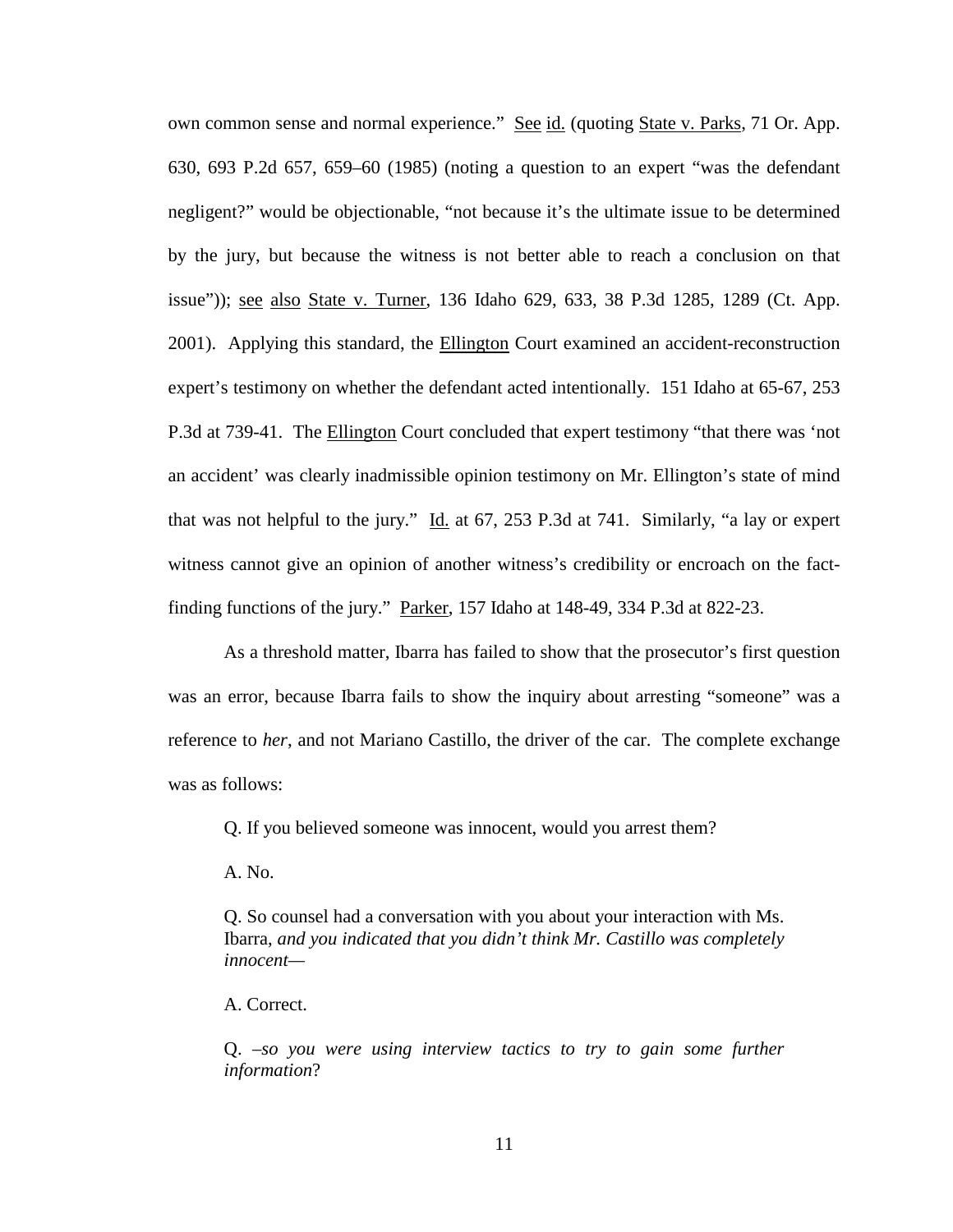own common sense and normal experience." See id. (quoting State v. Parks, 71 Or. App. 630, 693 P.2d 657, 659–60 (1985) (noting a question to an expert "was the defendant negligent?" would be objectionable, "not because it's the ultimate issue to be determined by the jury, but because the witness is not better able to reach a conclusion on that issue")); see also State v. Turner, 136 Idaho 629, 633, 38 P.3d 1285, 1289 (Ct. App. 2001). Applying this standard, the Ellington Court examined an accident-reconstruction expert's testimony on whether the defendant acted intentionally. 151 Idaho at 65-67, 253 P.3d at 739-41. The Ellington Court concluded that expert testimony "that there was 'not an accident' was clearly inadmissible opinion testimony on Mr. Ellington's state of mind that was not helpful to the jury." Id. at 67, 253 P.3d at 741. Similarly, "a lay or expert witness cannot give an opinion of another witness's credibility or encroach on the fact-finding functions of the jury." Parker, 157 Idaho at 148-49, 334 P.3d at 822-23.

As a threshold matter, Ibarra has failed to show that the prosecutor's first question was an error, because Ibarra fails to show the inquiry about arresting "someone" was a reference to *her*, and not Mariano Castillo, the driver of the car. The complete exchange was as follows:

> Q. If you believed someone was innocent, would you arrest them?
>
> A. No.
>
> Q. So counsel had a conversation with you about your interaction with Ms. Ibarra, *and you indicated that you didn't think Mr. Castillo was completely innocent*—
>
> A. Correct.
>
> Q. –*so you were using interview tactics to try to gain some further information*?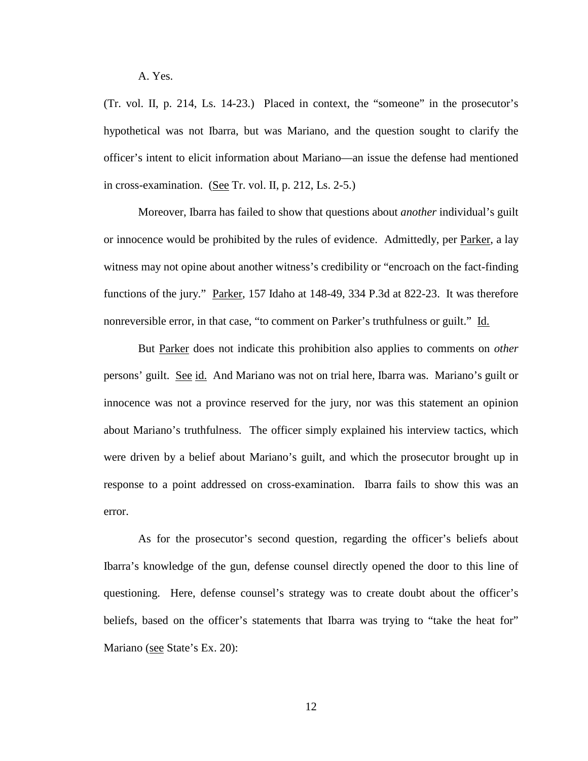A. Yes.

(Tr. vol. II, p. 214, Ls. 14-23.) Placed in context, the "someone" in the prosecutor's hypothetical was not Ibarra, but was Mariano, and the question sought to clarify the officer's intent to elicit information about Mariano—an issue the defense had mentioned in cross-examination. (See Tr. vol. II, p. 212, Ls. 2-5.)

Moreover, Ibarra has failed to show that questions about *another* individual's guilt or innocence would be prohibited by the rules of evidence. Admittedly, per Parker, a lay witness may not opine about another witness's credibility or "encroach on the fact-finding functions of the jury." Parker, 157 Idaho at 148-49, 334 P.3d at 822-23. It was therefore nonreversible error, in that case, "to comment on Parker's truthfulness or guilt." Id.

But Parker does not indicate this prohibition also applies to comments on *other* persons' guilt. See id. And Mariano was not on trial here, Ibarra was. Mariano's guilt or innocence was not a province reserved for the jury, nor was this statement an opinion about Mariano's truthfulness. The officer simply explained his interview tactics, which were driven by a belief about Mariano's guilt, and which the prosecutor brought up in response to a point addressed on cross-examination. Ibarra fails to show this was an error.

As for the prosecutor's second question, regarding the officer's beliefs about Ibarra's knowledge of the gun, defense counsel directly opened the door to this line of questioning. Here, defense counsel's strategy was to create doubt about the officer's beliefs, based on the officer's statements that Ibarra was trying to "take the heat for" Mariano (see State's Ex. 20):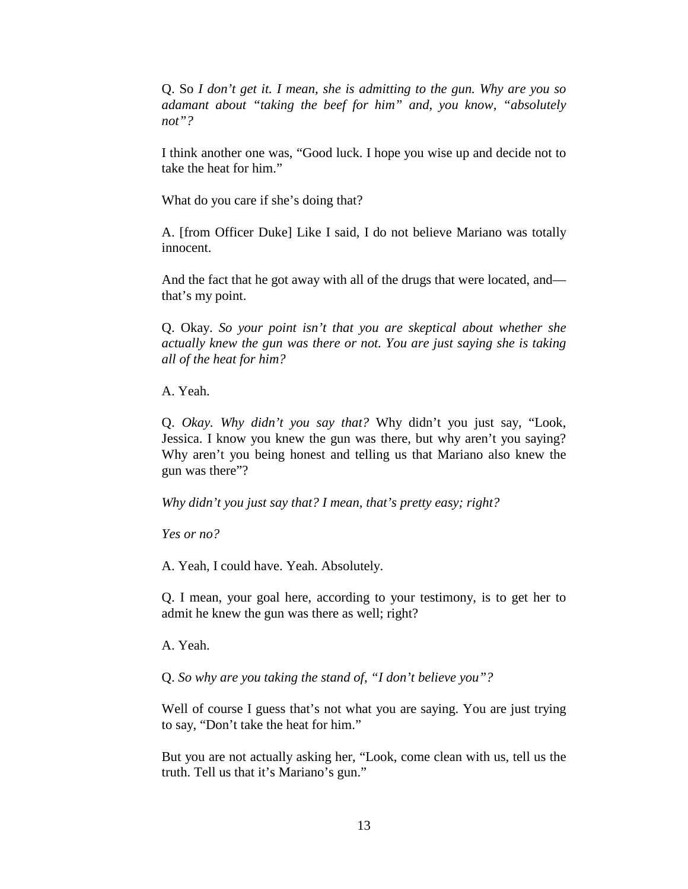Q. So *I don't get it. I mean, she is admitting to the gun. Why are you so adamant about "taking the beef for him" and, you know, "absolutely not"?*

I think another one was, "Good luck. I hope you wise up and decide not to take the heat for him."

What do you care if she's doing that?

A. [from Officer Duke] Like I said, I do not believe Mariano was totally innocent.

And the fact that he got away with all of the drugs that were located, and—that's my point.

Q. Okay. *So your point isn't that you are skeptical about whether she actually knew the gun was there or not. You are just saying she is taking all of the heat for him?*

A. Yeah.

Q. *Okay. Why didn't you say that?* Why didn't you just say, "Look, Jessica. I know you knew the gun was there, but why aren't you saying? Why aren't you being honest and telling us that Mariano also knew the gun was there"?

*Why didn't you just say that? I mean, that's pretty easy; right?*

*Yes or no?*

A. Yeah, I could have. Yeah. Absolutely.

Q. I mean, your goal here, according to your testimony, is to get her to admit he knew the gun was there as well; right?

A. Yeah.

Q. *So why are you taking the stand of, "I don't believe you"?*

Well of course I guess that's not what you are saying. You are just trying to say, "Don't take the heat for him."

But you are not actually asking her, "Look, come clean with us, tell us the truth. Tell us that it's Mariano's gun."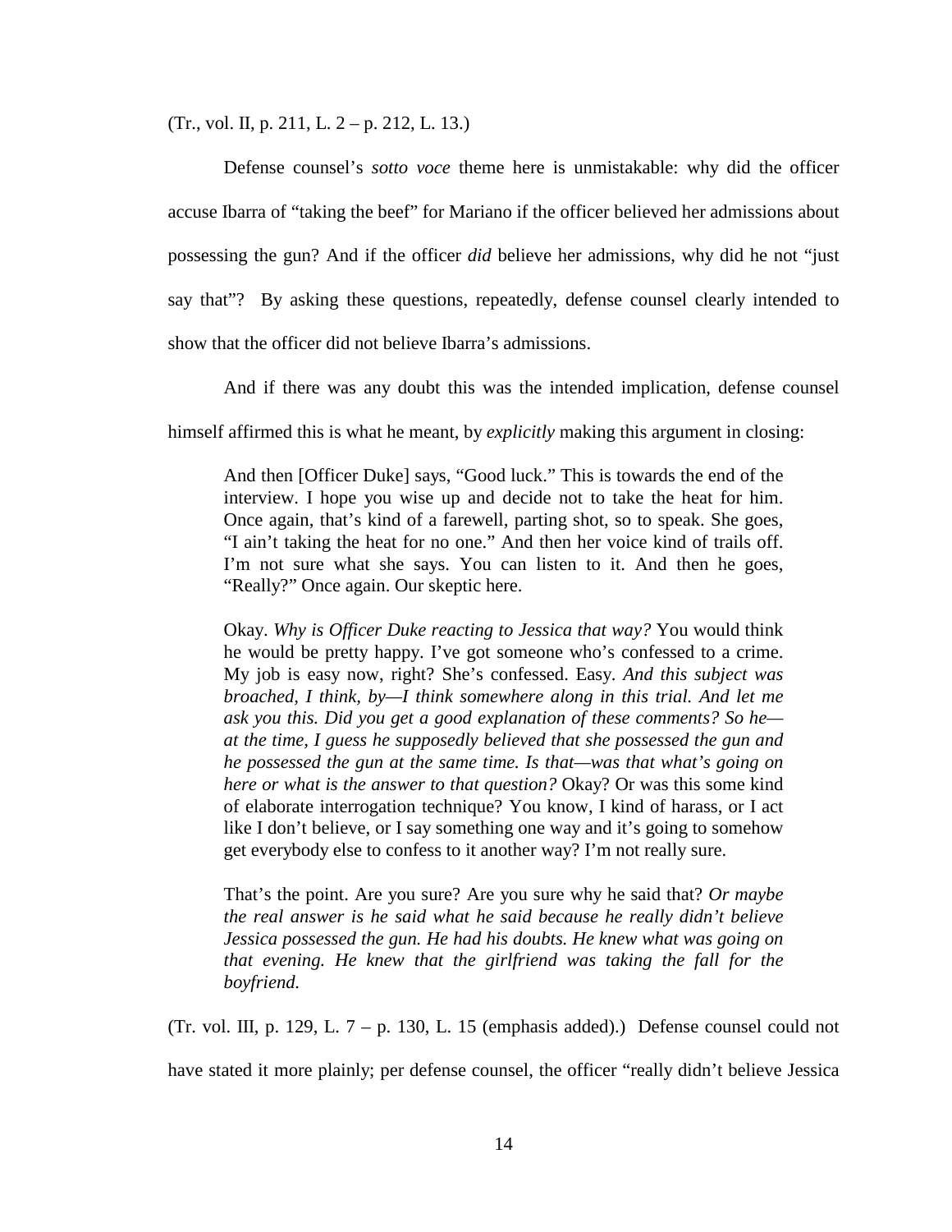(Tr., vol. II, p. 211, L. 2 – p. 212, L. 13.)

Defense counsel's *sotto voce* theme here is unmistakable: why did the officer accuse Ibarra of "taking the beef" for Mariano if the officer believed her admissions about possessing the gun? And if the officer *did* believe her admissions, why did he not "just say that"? By asking these questions, repeatedly, defense counsel clearly intended to show that the officer did not believe Ibarra's admissions.

And if there was any doubt this was the intended implication, defense counsel himself affirmed this is what he meant, by *explicitly* making this argument in closing:

> And then [Officer Duke] says, "Good luck." This is towards the end of the interview. I hope you wise up and decide not to take the heat for him. Once again, that's kind of a farewell, parting shot, so to speak. She goes, "I ain't taking the heat for no one." And then her voice kind of trails off. I'm not sure what she says. You can listen to it. And then he goes, "Really?" Once again. Our skeptic here.
>
> Okay. *Why is Officer Duke reacting to Jessica that way?* You would think he would be pretty happy. I've got someone who's confessed to a crime. My job is easy now, right? She's confessed. Easy. *And this subject was broached, I think, by—I think somewhere along in this trial. And let me ask you this. Did you get a good explanation of these comments? So he—at the time, I guess he supposedly believed that she possessed the gun and he possessed the gun at the same time. Is that—was that what's going on here or what is the answer to that question?* Okay? Or was this some kind of elaborate interrogation technique? You know, I kind of harass, or I act like I don't believe, or I say something one way and it's going to somehow get everybody else to confess to it another way? I'm not really sure.
>
> That's the point. Are you sure? Are you sure why he said that? *Or maybe the real answer is he said what he said because he really didn't believe Jessica possessed the gun. He had his doubts. He knew what was going on that evening. He knew that the girlfriend was taking the fall for the boyfriend.*

(Tr. vol. III, p. 129, L. 7 – p. 130, L. 15 (emphasis added).) Defense counsel could not have stated it more plainly; per defense counsel, the officer "really didn't believe Jessica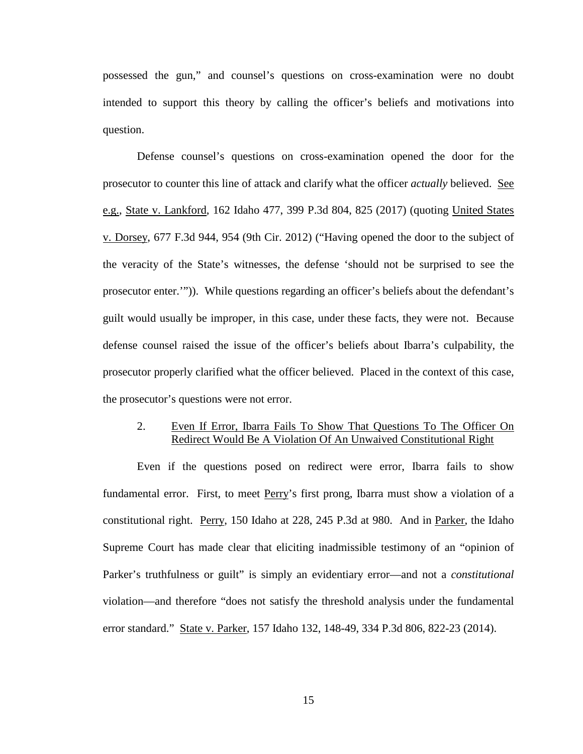possessed the gun," and counsel's questions on cross-examination were no doubt intended to support this theory by calling the officer's beliefs and motivations into question.

Defense counsel's questions on cross-examination opened the door for the prosecutor to counter this line of attack and clarify what the officer *actually* believed. See e.g., State v. Lankford, 162 Idaho 477, 399 P.3d 804, 825 (2017) (quoting United States v. Dorsey, 677 F.3d 944, 954 (9th Cir. 2012) ("Having opened the door to the subject of the veracity of the State's witnesses, the defense 'should not be surprised to see the prosecutor enter.'")). While questions regarding an officer's beliefs about the defendant's guilt would usually be improper, in this case, under these facts, they were not. Because defense counsel raised the issue of the officer's beliefs about Ibarra's culpability, the prosecutor properly clarified what the officer believed. Placed in the context of this case, the prosecutor's questions were not error.

2. Even If Error, Ibarra Fails To Show That Questions To The Officer On Redirect Would Be A Violation Of An Unwaived Constitutional Right

Even if the questions posed on redirect were error, Ibarra fails to show fundamental error. First, to meet Perry's first prong, Ibarra must show a violation of a constitutional right. Perry, 150 Idaho at 228, 245 P.3d at 980. And in Parker, the Idaho Supreme Court has made clear that eliciting inadmissible testimony of an "opinion of Parker's truthfulness or guilt" is simply an evidentiary error—and not a *constitutional* violation—and therefore "does not satisfy the threshold analysis under the fundamental error standard." State v. Parker, 157 Idaho 132, 148-49, 334 P.3d 806, 822-23 (2014).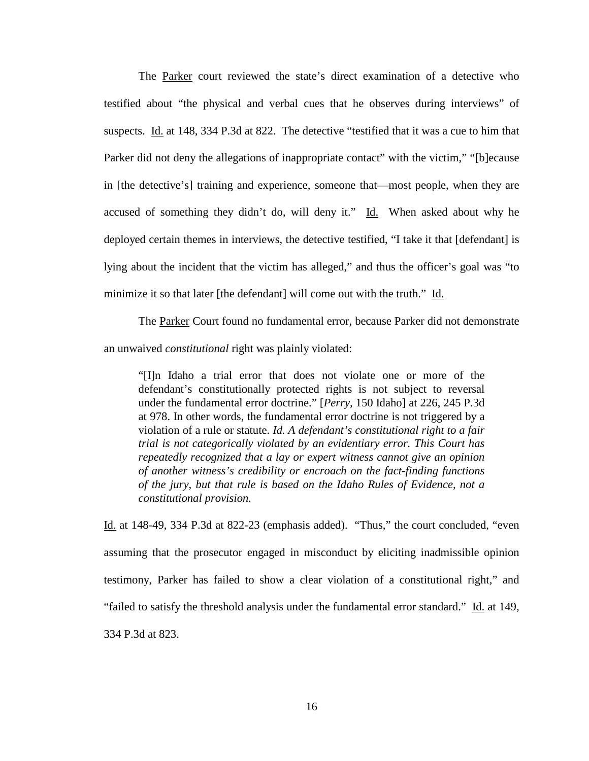The Parker court reviewed the state's direct examination of a detective who testified about "the physical and verbal cues that he observes during interviews" of suspects. Id. at 148, 334 P.3d at 822. The detective "testified that it was a cue to him that Parker did not deny the allegations of inappropriate contact" with the victim," "[b]ecause in [the detective's] training and experience, someone that—most people, when they are accused of something they didn't do, will deny it." Id. When asked about why he deployed certain themes in interviews, the detective testified, "I take it that [defendant] is lying about the incident that the victim has alleged," and thus the officer's goal was "to minimize it so that later [the defendant] will come out with the truth." Id.

The Parker Court found no fundamental error, because Parker did not demonstrate an unwaived *constitutional* right was plainly violated:

> "[I]n Idaho a trial error that does not violate one or more of the defendant's constitutionally protected rights is not subject to reversal under the fundamental error doctrine." [*Perry*, 150 Idaho] at 226, 245 P.3d at 978. In other words, the fundamental error doctrine is not triggered by a violation of a rule or statute. *Id. A defendant's constitutional right to a fair trial is not categorically violated by an evidentiary error. This Court has repeatedly recognized that a lay or expert witness cannot give an opinion of another witness's credibility or encroach on the fact-finding functions of the jury, but that rule is based on the Idaho Rules of Evidence, not a constitutional provision.*

Id. at 148-49, 334 P.3d at 822-23 (emphasis added). "Thus," the court concluded, "even assuming that the prosecutor engaged in misconduct by eliciting inadmissible opinion testimony, Parker has failed to show a clear violation of a constitutional right," and "failed to satisfy the threshold analysis under the fundamental error standard." Id. at 149, 334 P.3d at 823.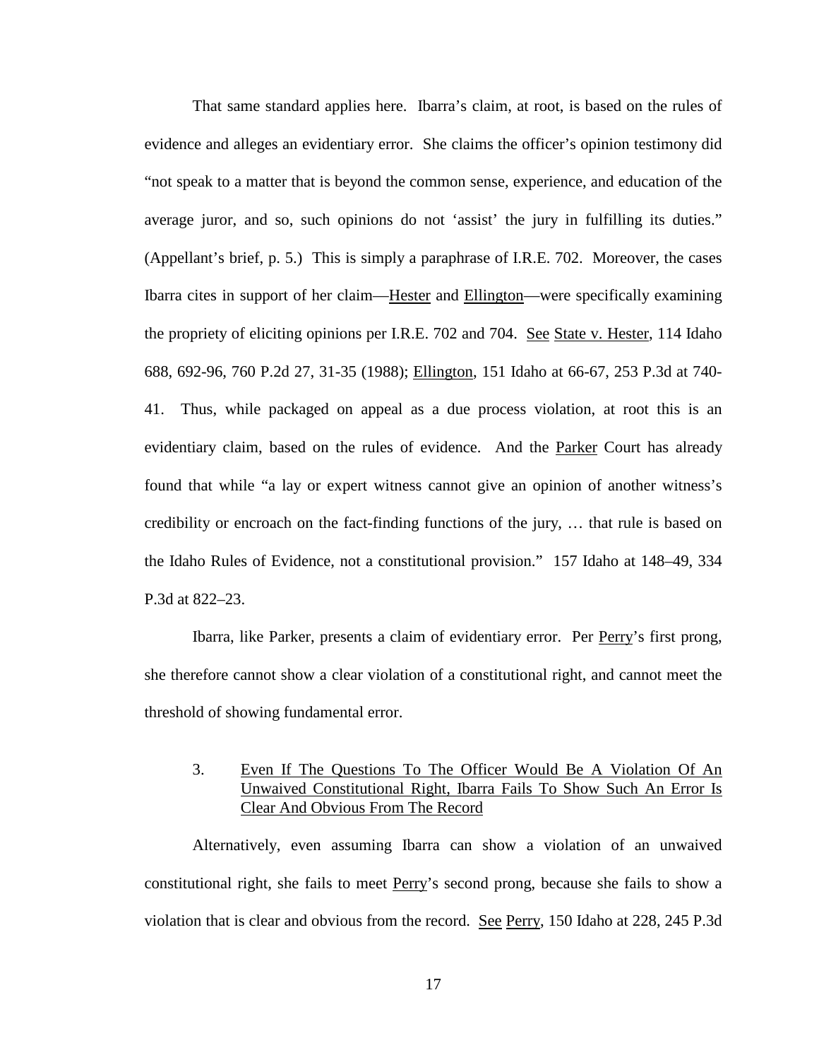That same standard applies here. Ibarra's claim, at root, is based on the rules of evidence and alleges an evidentiary error. She claims the officer's opinion testimony did "not speak to a matter that is beyond the common sense, experience, and education of the average juror, and so, such opinions do not 'assist' the jury in fulfilling its duties." (Appellant's brief, p. 5.) This is simply a paraphrase of I.R.E. 702. Moreover, the cases Ibarra cites in support of her claim—Hester and Ellington—were specifically examining the propriety of eliciting opinions per I.R.E. 702 and 704. See State v. Hester, 114 Idaho 688, 692-96, 760 P.2d 27, 31-35 (1988); Ellington, 151 Idaho at 66-67, 253 P.3d at 740-41. Thus, while packaged on appeal as a due process violation, at root this is an evidentiary claim, based on the rules of evidence. And the Parker Court has already found that while "a lay or expert witness cannot give an opinion of another witness's credibility or encroach on the fact-finding functions of the jury, … that rule is based on the Idaho Rules of Evidence, not a constitutional provision." 157 Idaho at 148–49, 334 P.3d at 822–23.

Ibarra, like Parker, presents a claim of evidentiary error. Per Perry's first prong, she therefore cannot show a clear violation of a constitutional right, and cannot meet the threshold of showing fundamental error.

### 3. Even If The Questions To The Officer Would Be A Violation Of An Unwaived Constitutional Right, Ibarra Fails To Show Such An Error Is Clear And Obvious From The Record

Alternatively, even assuming Ibarra can show a violation of an unwaived constitutional right, she fails to meet Perry's second prong, because she fails to show a violation that is clear and obvious from the record. See Perry, 150 Idaho at 228, 245 P.3d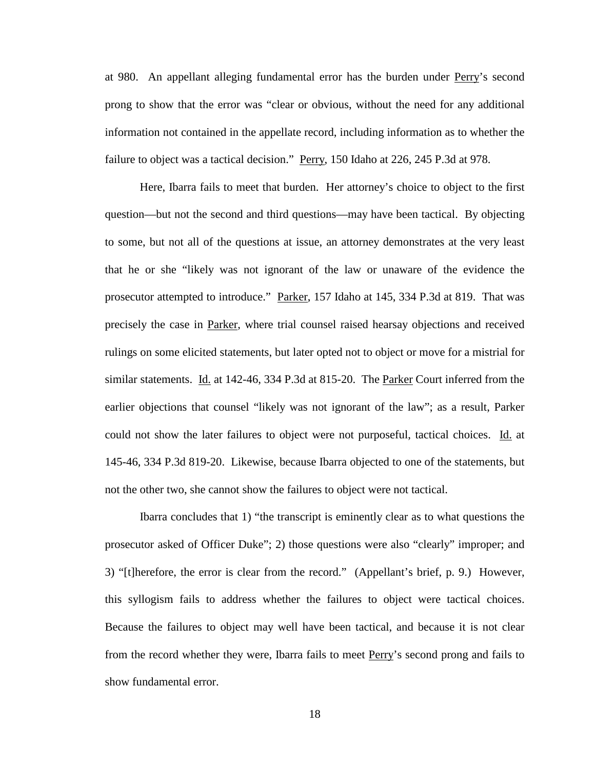at 980. An appellant alleging fundamental error has the burden under Perry's second prong to show that the error was "clear or obvious, without the need for any additional information not contained in the appellate record, including information as to whether the failure to object was a tactical decision." Perry, 150 Idaho at 226, 245 P.3d at 978.

Here, Ibarra fails to meet that burden. Her attorney's choice to object to the first question—but not the second and third questions—may have been tactical. By objecting to some, but not all of the questions at issue, an attorney demonstrates at the very least that he or she "likely was not ignorant of the law or unaware of the evidence the prosecutor attempted to introduce." Parker, 157 Idaho at 145, 334 P.3d at 819. That was precisely the case in Parker, where trial counsel raised hearsay objections and received rulings on some elicited statements, but later opted not to object or move for a mistrial for similar statements. Id. at 142-46, 334 P.3d at 815-20. The Parker Court inferred from the earlier objections that counsel "likely was not ignorant of the law"; as a result, Parker could not show the later failures to object were not purposeful, tactical choices. Id. at 145-46, 334 P.3d 819-20. Likewise, because Ibarra objected to one of the statements, but not the other two, she cannot show the failures to object were not tactical.

Ibarra concludes that 1) "the transcript is eminently clear as to what questions the prosecutor asked of Officer Duke"; 2) those questions were also "clearly" improper; and 3) "[t]herefore, the error is clear from the record." (Appellant's brief, p. 9.) However, this syllogism fails to address whether the failures to object were tactical choices. Because the failures to object may well have been tactical, and because it is not clear from the record whether they were, Ibarra fails to meet Perry's second prong and fails to show fundamental error.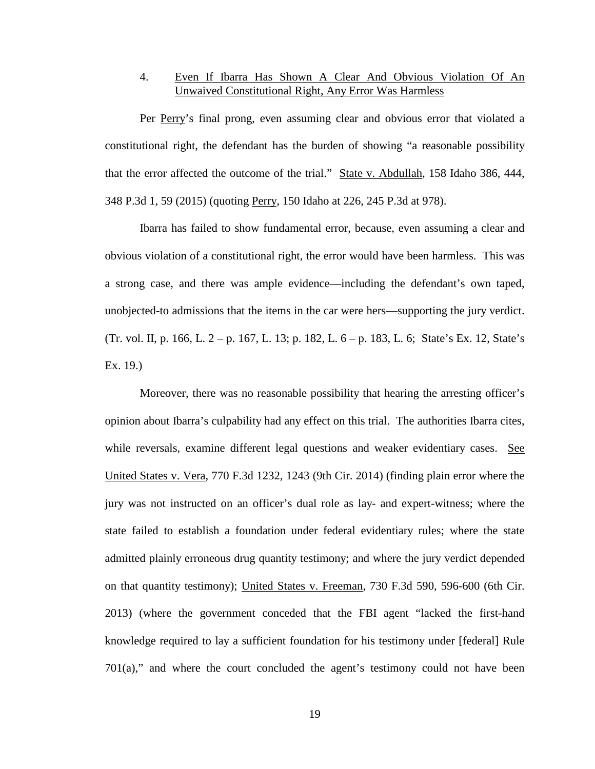### 4. Even If Ibarra Has Shown A Clear And Obvious Violation Of An Unwaived Constitutional Right, Any Error Was Harmless

Per Perry's final prong, even assuming clear and obvious error that violated a constitutional right, the defendant has the burden of showing "a reasonable possibility that the error affected the outcome of the trial." State v. Abdullah, 158 Idaho 386, 444, 348 P.3d 1, 59 (2015) (quoting Perry, 150 Idaho at 226, 245 P.3d at 978).

Ibarra has failed to show fundamental error, because, even assuming a clear and obvious violation of a constitutional right, the error would have been harmless. This was a strong case, and there was ample evidence—including the defendant's own taped, unobjected-to admissions that the items in the car were hers—supporting the jury verdict. (Tr. vol. II, p. 166, L. 2 – p. 167, L. 13; p. 182, L. 6 – p. 183, L. 6; State's Ex. 12, State's Ex. 19.)

Moreover, there was no reasonable possibility that hearing the arresting officer's opinion about Ibarra's culpability had any effect on this trial. The authorities Ibarra cites, while reversals, examine different legal questions and weaker evidentiary cases. See United States v. Vera, 770 F.3d 1232, 1243 (9th Cir. 2014) (finding plain error where the jury was not instructed on an officer's dual role as lay- and expert-witness; where the state failed to establish a foundation under federal evidentiary rules; where the state admitted plainly erroneous drug quantity testimony; and where the jury verdict depended on that quantity testimony); United States v. Freeman, 730 F.3d 590, 596-600 (6th Cir. 2013) (where the government conceded that the FBI agent "lacked the first-hand knowledge required to lay a sufficient foundation for his testimony under [federal] Rule 701(a)," and where the court concluded the agent's testimony could not have been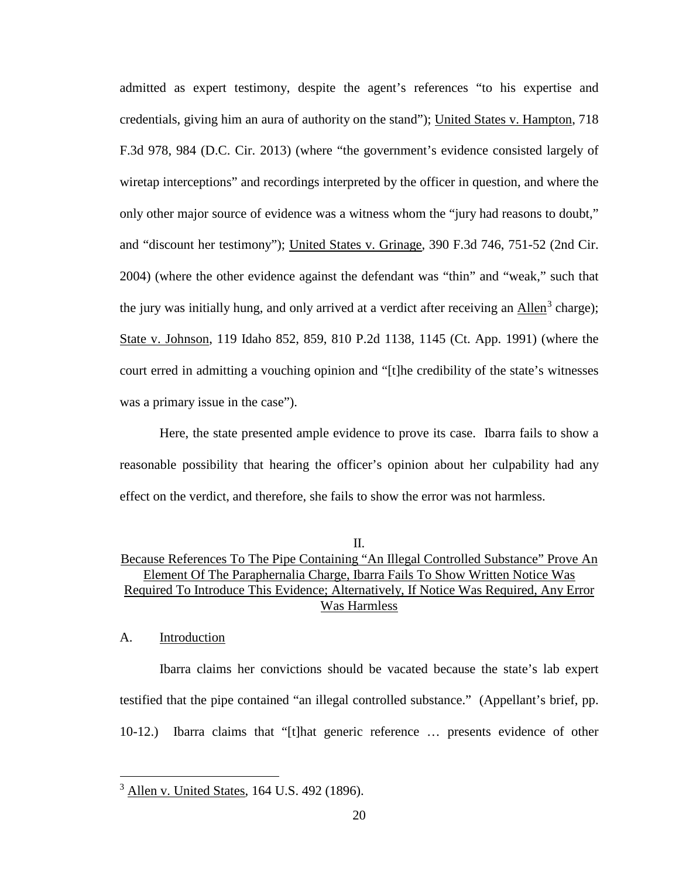admitted as expert testimony, despite the agent's references "to his expertise and credentials, giving him an aura of authority on the stand"); United States v. Hampton, 718 F.3d 978, 984 (D.C. Cir. 2013) (where "the government's evidence consisted largely of wiretap interceptions" and recordings interpreted by the officer in question, and where the only other major source of evidence was a witness whom the "jury had reasons to doubt," and "discount her testimony"); United States v. Grinage, 390 F.3d 746, 751-52 (2nd Cir. 2004) (where the other evidence against the defendant was "thin" and "weak," such that the jury was initially hung, and only arrived at a verdict after receiving an Allen[3] charge); State v. Johnson, 119 Idaho 852, 859, 810 P.2d 1138, 1145 (Ct. App. 1991) (where the court erred in admitting a vouching opinion and "[t]he credibility of the state's witnesses was a primary issue in the case").

Here, the state presented ample evidence to prove its case. Ibarra fails to show a reasonable possibility that hearing the officer's opinion about her culpability had any effect on the verdict, and therefore, she fails to show the error was not harmless.

## II.
## Because References To The Pipe Containing "An Illegal Controlled Substance" Prove An Element Of The Paraphernalia Charge, Ibarra Fails To Show Written Notice Was Required To Introduce This Evidence; Alternatively, If Notice Was Required, Any Error Was Harmless

### A. Introduction

Ibarra claims her convictions should be vacated because the state's lab expert testified that the pipe contained "an illegal controlled substance." (Appellant's brief, pp. 10-12.) Ibarra claims that "[t]hat generic reference … presents evidence of other

[3] Allen v. United States, 164 U.S. 492 (1896).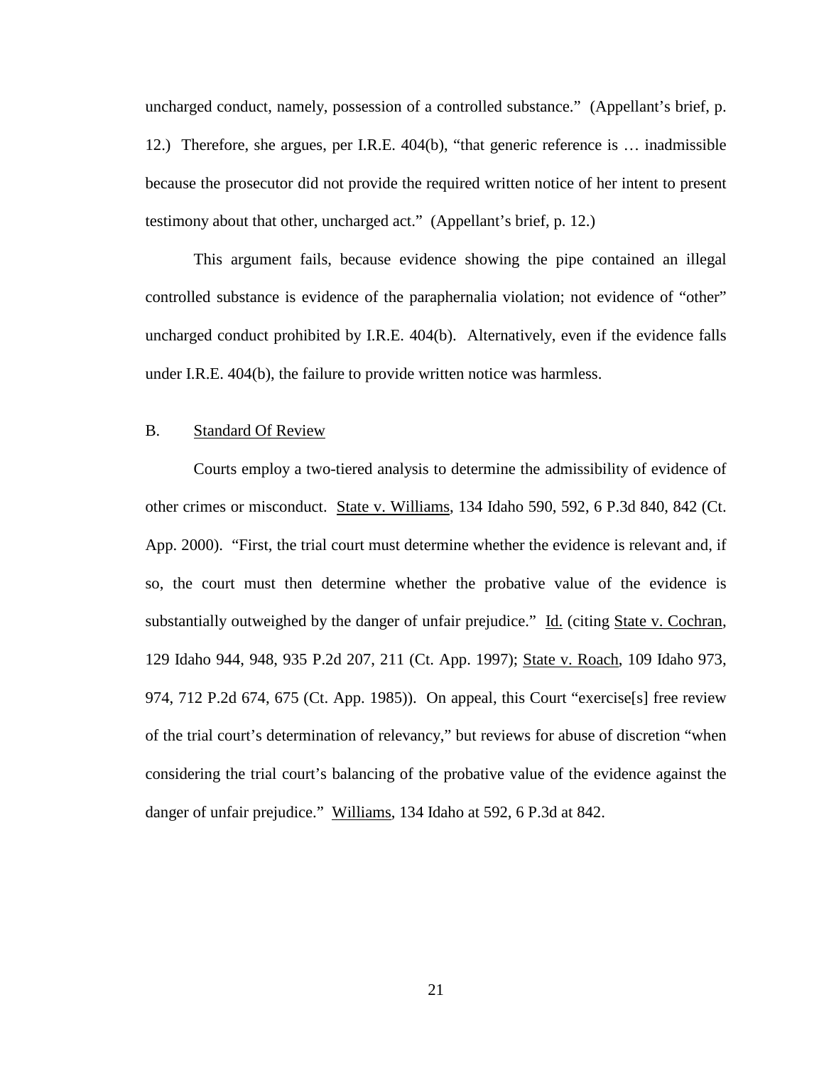uncharged conduct, namely, possession of a controlled substance." (Appellant's brief, p. 12.) Therefore, she argues, per I.R.E. 404(b), "that generic reference is … inadmissible because the prosecutor did not provide the required written notice of her intent to present testimony about that other, uncharged act." (Appellant's brief, p. 12.)

This argument fails, because evidence showing the pipe contained an illegal controlled substance is evidence of the paraphernalia violation; not evidence of "other" uncharged conduct prohibited by I.R.E. 404(b). Alternatively, even if the evidence falls under I.R.E. 404(b), the failure to provide written notice was harmless.

## B. Standard Of Review

Courts employ a two-tiered analysis to determine the admissibility of evidence of other crimes or misconduct. State v. Williams, 134 Idaho 590, 592, 6 P.3d 840, 842 (Ct. App. 2000). "First, the trial court must determine whether the evidence is relevant and, if so, the court must then determine whether the probative value of the evidence is substantially outweighed by the danger of unfair prejudice." Id. (citing State v. Cochran, 129 Idaho 944, 948, 935 P.2d 207, 211 (Ct. App. 1997); State v. Roach, 109 Idaho 973, 974, 712 P.2d 674, 675 (Ct. App. 1985)). On appeal, this Court "exercise[s] free review of the trial court's determination of relevancy," but reviews for abuse of discretion "when considering the trial court's balancing of the probative value of the evidence against the danger of unfair prejudice." Williams, 134 Idaho at 592, 6 P.3d at 842.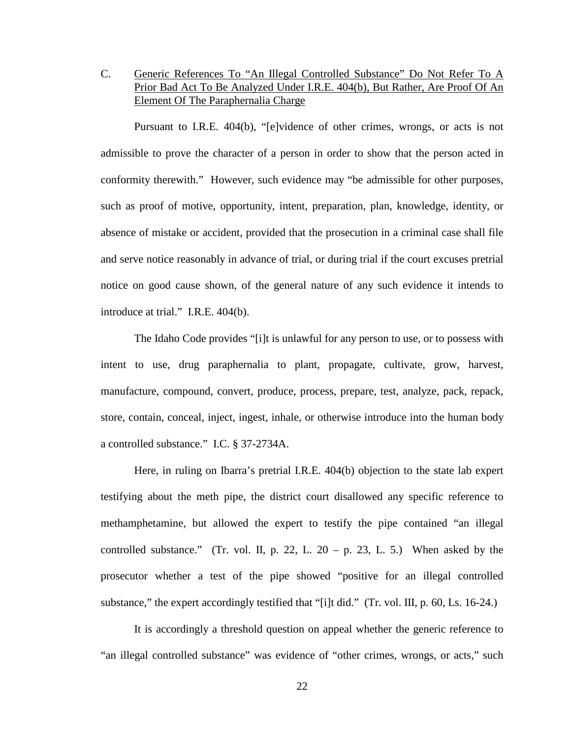C. Generic References To "An Illegal Controlled Substance" Do Not Refer To A Prior Bad Act To Be Analyzed Under I.R.E. 404(b), But Rather, Are Proof Of An Element Of The Paraphernalia Charge

Pursuant to I.R.E. 404(b), "[e]vidence of other crimes, wrongs, or acts is not admissible to prove the character of a person in order to show that the person acted in conformity therewith." However, such evidence may "be admissible for other purposes, such as proof of motive, opportunity, intent, preparation, plan, knowledge, identity, or absence of mistake or accident, provided that the prosecution in a criminal case shall file and serve notice reasonably in advance of trial, or during trial if the court excuses pretrial notice on good cause shown, of the general nature of any such evidence it intends to introduce at trial." I.R.E. 404(b).

The Idaho Code provides "[i]t is unlawful for any person to use, or to possess with intent to use, drug paraphernalia to plant, propagate, cultivate, grow, harvest, manufacture, compound, convert, produce, process, prepare, test, analyze, pack, repack, store, contain, conceal, inject, ingest, inhale, or otherwise introduce into the human body a controlled substance." I.C. § 37-2734A.

Here, in ruling on Ibarra's pretrial I.R.E. 404(b) objection to the state lab expert testifying about the meth pipe, the district court disallowed any specific reference to methamphetamine, but allowed the expert to testify the pipe contained "an illegal controlled substance." (Tr. vol. II, p. 22, L. 20 – p. 23, L. 5.) When asked by the prosecutor whether a test of the pipe showed "positive for an illegal controlled substance," the expert accordingly testified that "[i]t did." (Tr. vol. III, p. 60, Ls. 16-24.)

It is accordingly a threshold question on appeal whether the generic reference to "an illegal controlled substance" was evidence of "other crimes, wrongs, or acts," such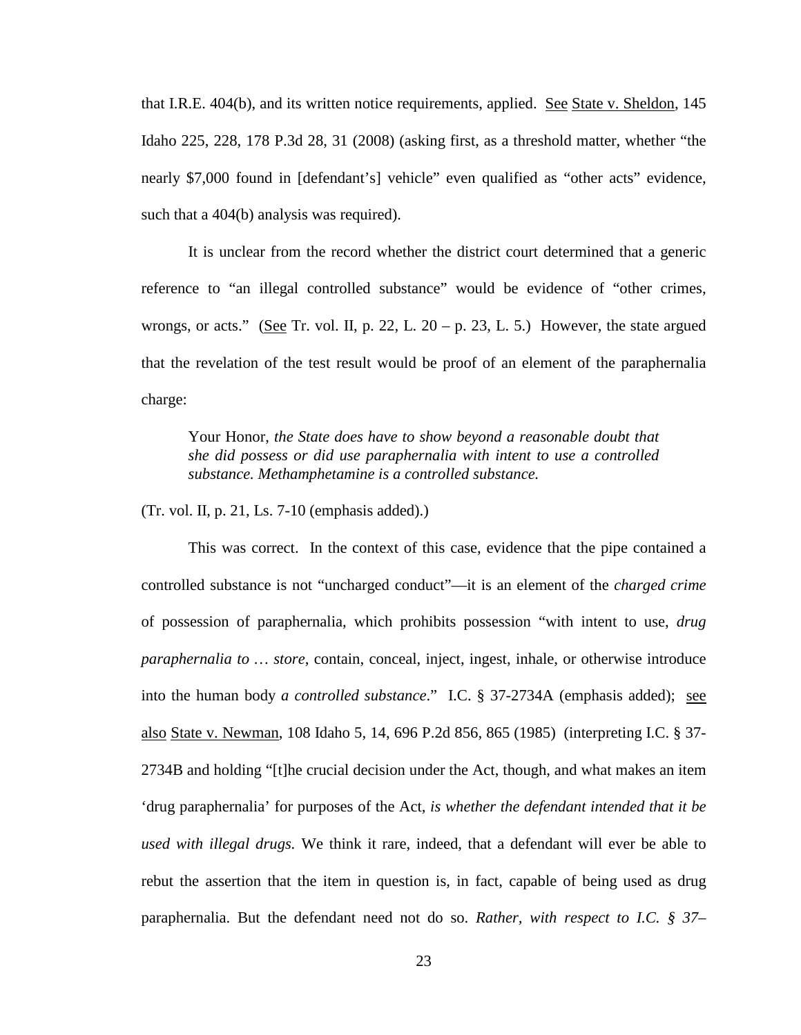that I.R.E. 404(b), and its written notice requirements, applied. See State v. Sheldon, 145 Idaho 225, 228, 178 P.3d 28, 31 (2008) (asking first, as a threshold matter, whether "the nearly $7,000 found in [defendant's] vehicle" even qualified as "other acts" evidence, such that a 404(b) analysis was required).

It is unclear from the record whether the district court determined that a generic reference to "an illegal controlled substance" would be evidence of "other crimes, wrongs, or acts." (See Tr. vol. II, p. 22, L. 20 – p. 23, L. 5.) However, the state argued that the revelation of the test result would be proof of an element of the paraphernalia charge:

> Your Honor, *the State does have to show beyond a reasonable doubt that she did possess or did use paraphernalia with intent to use a controlled substance. Methamphetamine is a controlled substance.*

(Tr. vol. II, p. 21, Ls. 7-10 (emphasis added).)

This was correct. In the context of this case, evidence that the pipe contained a controlled substance is not "uncharged conduct"—it is an element of the *charged crime* of possession of paraphernalia, which prohibits possession "with intent to use, *drug paraphernalia to … store*, contain, conceal, inject, ingest, inhale, or otherwise introduce into the human body *a controlled substance*." I.C. § 37-2734A (emphasis added); see also State v. Newman, 108 Idaho 5, 14, 696 P.2d 856, 865 (1985) (interpreting I.C. § 37-2734B and holding "[t]he crucial decision under the Act, though, and what makes an item 'drug paraphernalia' for purposes of the Act, *is whether the defendant intended that it be used with illegal drugs.* We think it rare, indeed, that a defendant will ever be able to rebut the assertion that the item in question is, in fact, capable of being used as drug paraphernalia. But the defendant need not do so. *Rather, with respect to I.C. § 37–*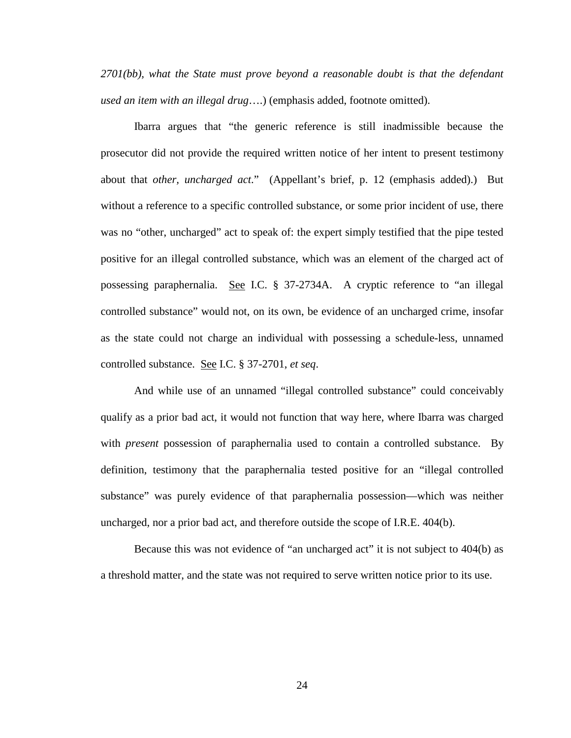*2701(bb), what the State must prove beyond a reasonable doubt is that the defendant used an item with an illegal drug*….) (emphasis added, footnote omitted).

Ibarra argues that "the generic reference is still inadmissible because the prosecutor did not provide the required written notice of her intent to present testimony about that *other, uncharged act*." (Appellant's brief, p. 12 (emphasis added).) But without a reference to a specific controlled substance, or some prior incident of use, there was no "other, uncharged" act to speak of: the expert simply testified that the pipe tested positive for an illegal controlled substance, which was an element of the charged act of possessing paraphernalia. See I.C. § 37-2734A. A cryptic reference to "an illegal controlled substance" would not, on its own, be evidence of an uncharged crime, insofar as the state could not charge an individual with possessing a schedule-less, unnamed controlled substance. See I.C. § 37-2701, *et seq*.

And while use of an unnamed "illegal controlled substance" could conceivably qualify as a prior bad act, it would not function that way here, where Ibarra was charged with *present* possession of paraphernalia used to contain a controlled substance. By definition, testimony that the paraphernalia tested positive for an "illegal controlled substance" was purely evidence of that paraphernalia possession—which was neither uncharged, nor a prior bad act, and therefore outside the scope of I.R.E. 404(b).

Because this was not evidence of "an uncharged act" it is not subject to 404(b) as a threshold matter, and the state was not required to serve written notice prior to its use.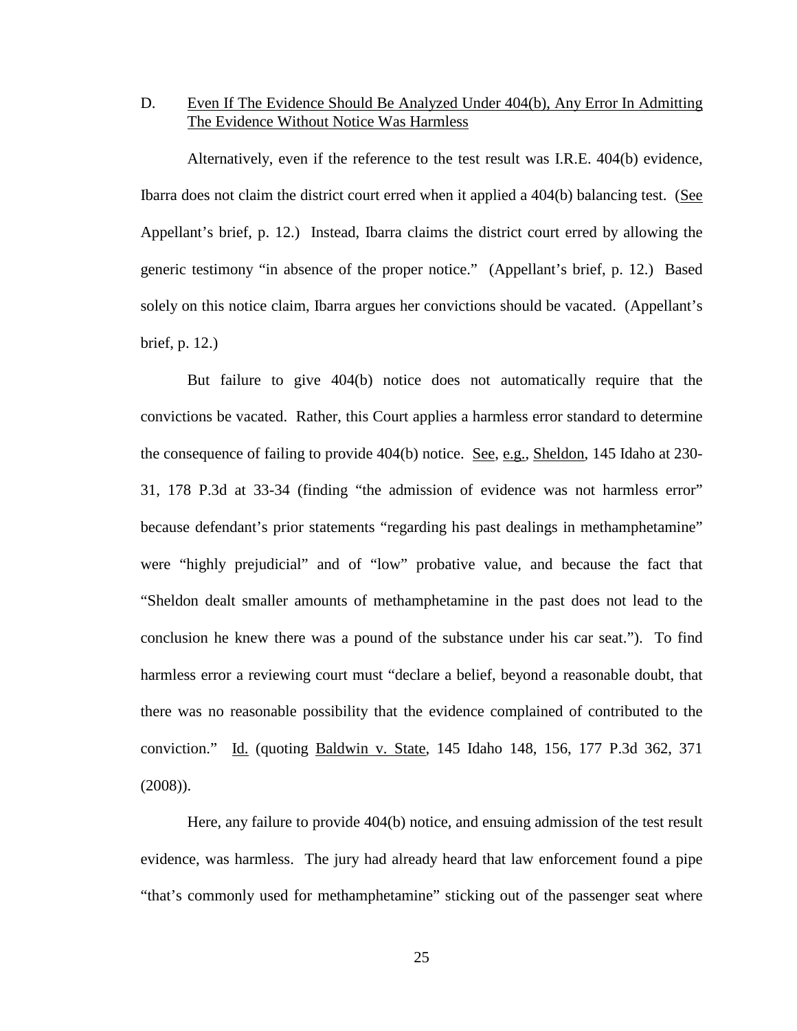### D. Even If The Evidence Should Be Analyzed Under 404(b), Any Error In Admitting The Evidence Without Notice Was Harmless

Alternatively, even if the reference to the test result was I.R.E. 404(b) evidence, Ibarra does not claim the district court erred when it applied a 404(b) balancing test. (See Appellant's brief, p. 12.) Instead, Ibarra claims the district court erred by allowing the generic testimony "in absence of the proper notice." (Appellant's brief, p. 12.) Based solely on this notice claim, Ibarra argues her convictions should be vacated. (Appellant's brief, p. 12.)

But failure to give 404(b) notice does not automatically require that the convictions be vacated. Rather, this Court applies a harmless error standard to determine the consequence of failing to provide 404(b) notice. See, e.g., Sheldon, 145 Idaho at 230-31, 178 P.3d at 33-34 (finding "the admission of evidence was not harmless error" because defendant's prior statements "regarding his past dealings in methamphetamine" were "highly prejudicial" and of "low" probative value, and because the fact that "Sheldon dealt smaller amounts of methamphetamine in the past does not lead to the conclusion he knew there was a pound of the substance under his car seat."). To find harmless error a reviewing court must "declare a belief, beyond a reasonable doubt, that there was no reasonable possibility that the evidence complained of contributed to the conviction." Id. (quoting Baldwin v. State, 145 Idaho 148, 156, 177 P.3d 362, 371 (2008)).

Here, any failure to provide 404(b) notice, and ensuing admission of the test result evidence, was harmless. The jury had already heard that law enforcement found a pipe "that's commonly used for methamphetamine" sticking out of the passenger seat where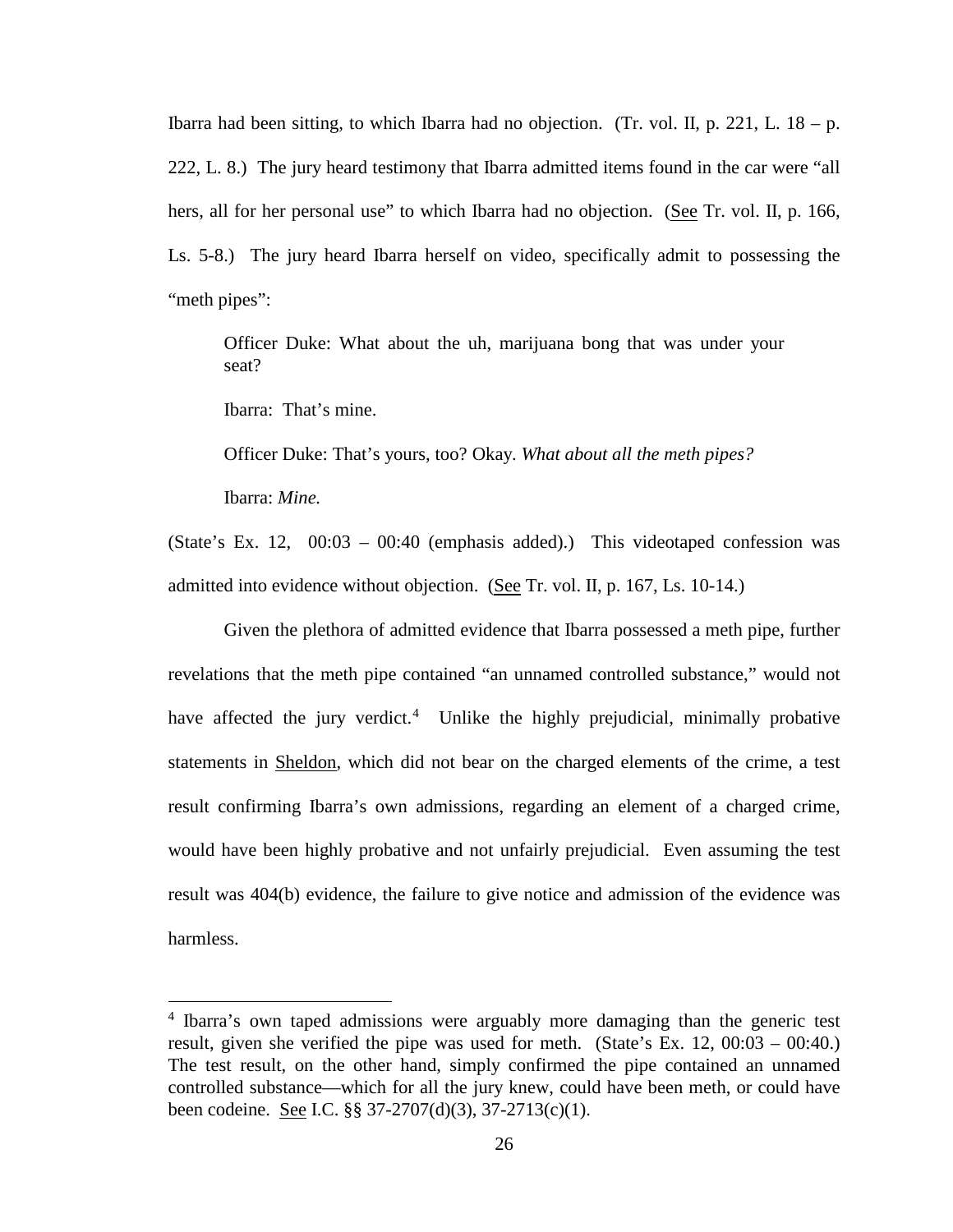Ibarra had been sitting, to which Ibarra had no objection. (Tr. vol. II, p. 221, L. 18 – p. 222, L. 8.) The jury heard testimony that Ibarra admitted items found in the car were "all hers, all for her personal use" to which Ibarra had no objection. (See Tr. vol. II, p. 166, Ls. 5-8.) The jury heard Ibarra herself on video, specifically admit to possessing the "meth pipes":

> Officer Duke: What about the uh, marijuana bong that was under your seat?
>
> Ibarra: That's mine.
>
> Officer Duke: That's yours, too? Okay. *What about all the meth pipes?*
>
> Ibarra: *Mine.*

(State's Ex. 12, 00:03 – 00:40 (emphasis added).) This videotaped confession was admitted into evidence without objection. (See Tr. vol. II, p. 167, Ls. 10-14.)

Given the plethora of admitted evidence that Ibarra possessed a meth pipe, further revelations that the meth pipe contained "an unnamed controlled substance," would not have affected the jury verdict.[4] Unlike the highly prejudicial, minimally probative statements in Sheldon, which did not bear on the charged elements of the crime, a test result confirming Ibarra's own admissions, regarding an element of a charged crime, would have been highly probative and not unfairly prejudicial. Even assuming the test result was 404(b) evidence, the failure to give notice and admission of the evidence was harmless.

---

[4] Ibarra's own taped admissions were arguably more damaging than the generic test result, given she verified the pipe was used for meth. (State's Ex. 12, 00:03 – 00:40.) The test result, on the other hand, simply confirmed the pipe contained an unnamed controlled substance—which for all the jury knew, could have been meth, or could have been codeine. See I.C. §§ 37-2707(d)(3), 37-2713(c)(1).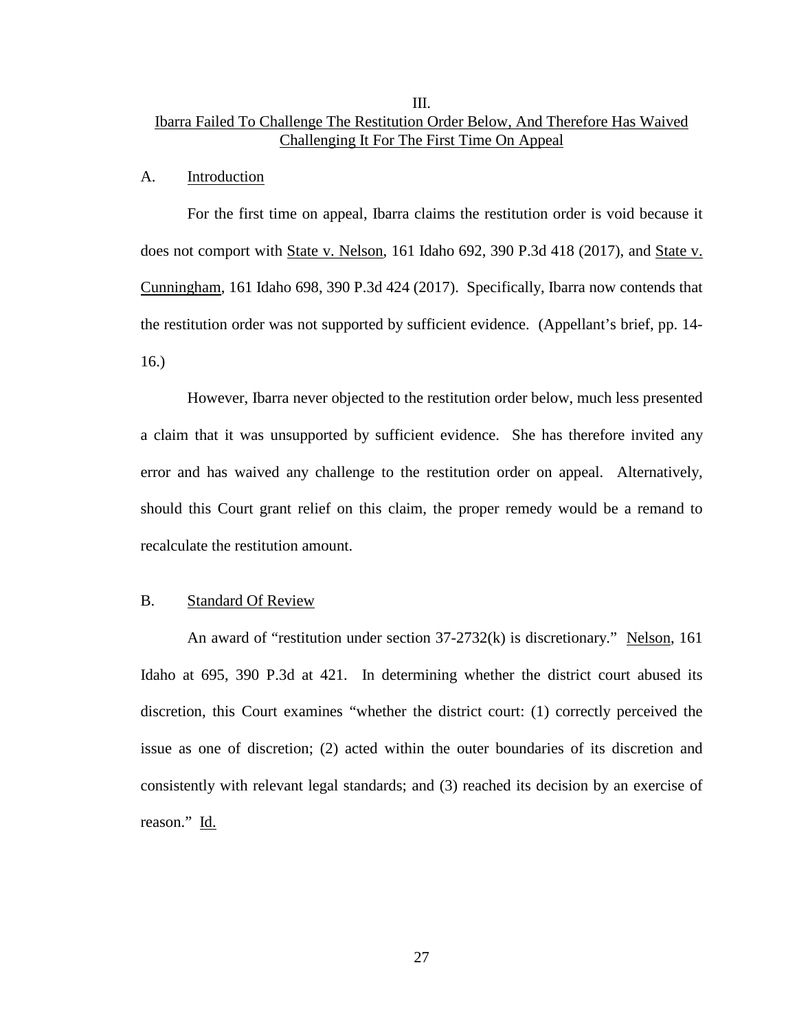### III.

### Ibarra Failed To Challenge The Restitution Order Below, And Therefore Has Waived Challenging It For The First Time On Appeal

A. Introduction

For the first time on appeal, Ibarra claims the restitution order is void because it does not comport with State v. Nelson, 161 Idaho 692, 390 P.3d 418 (2017), and State v. Cunningham, 161 Idaho 698, 390 P.3d 424 (2017). Specifically, Ibarra now contends that the restitution order was not supported by sufficient evidence. (Appellant's brief, pp. 14-16.)

However, Ibarra never objected to the restitution order below, much less presented a claim that it was unsupported by sufficient evidence. She has therefore invited any error and has waived any challenge to the restitution order on appeal. Alternatively, should this Court grant relief on this claim, the proper remedy would be a remand to recalculate the restitution amount.

B. Standard Of Review

An award of "restitution under section 37-2732(k) is discretionary." Nelson, 161 Idaho at 695, 390 P.3d at 421. In determining whether the district court abused its discretion, this Court examines "whether the district court: (1) correctly perceived the issue as one of discretion; (2) acted within the outer boundaries of its discretion and consistently with relevant legal standards; and (3) reached its decision by an exercise of reason." Id.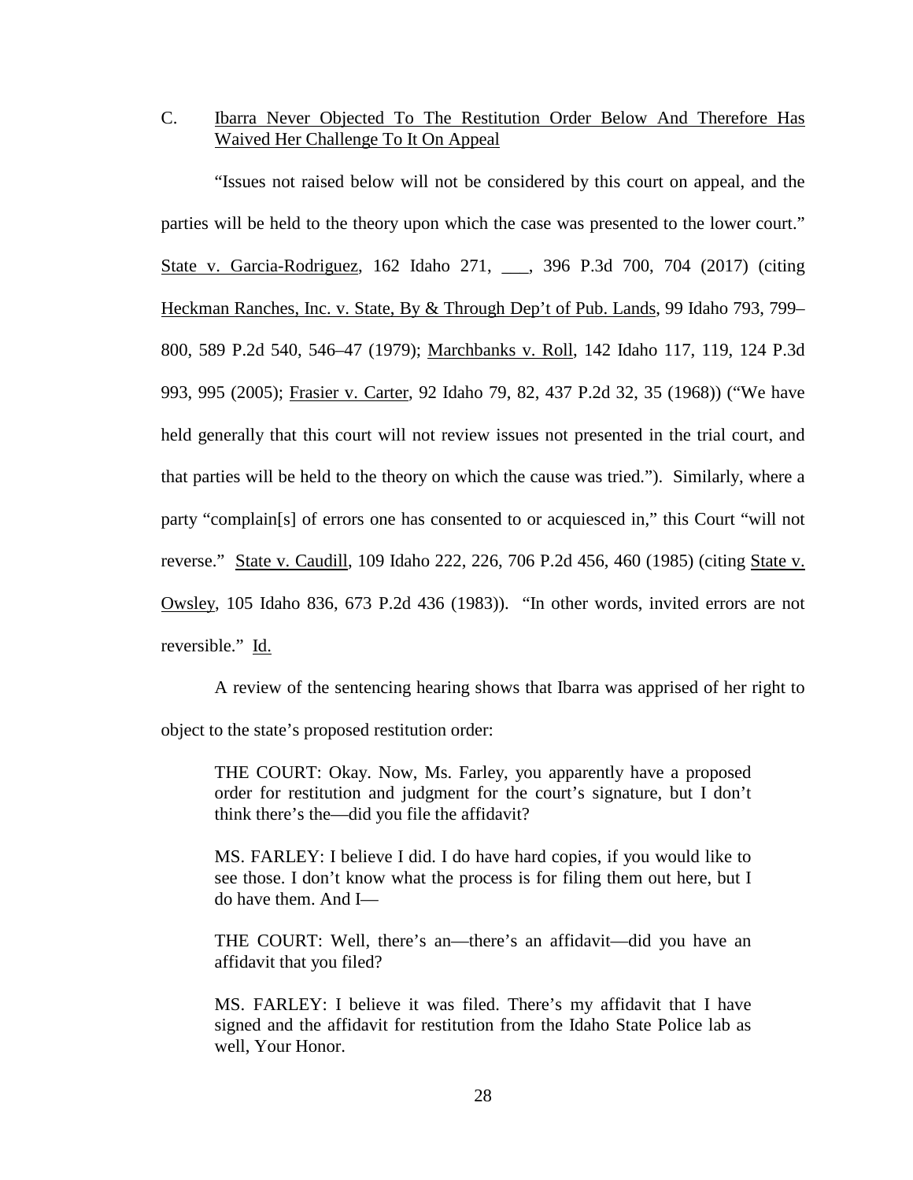### C. <u>Ibarra Never Objected To The Restitution Order Below And Therefore Has Waived Her Challenge To It On Appeal</u>

"Issues not raised below will not be considered by this court on appeal, and the parties will be held to the theory upon which the case was presented to the lower court." <u>State v. Garcia-Rodriguez</u>, 162 Idaho 271, ___, 396 P.3d 700, 704 (2017) (citing <u>Heckman Ranches, Inc. v. State, By & Through Dep't of Pub. Lands</u>, 99 Idaho 793, 799–800, 589 P.2d 540, 546–47 (1979); <u>Marchbanks v. Roll</u>, 142 Idaho 117, 119, 124 P.3d 993, 995 (2005); <u>Frasier v. Carter</u>, 92 Idaho 79, 82, 437 P.2d 32, 35 (1968)) ("We have held generally that this court will not review issues not presented in the trial court, and that parties will be held to the theory on which the cause was tried."). Similarly, where a party "complain[s] of errors one has consented to or acquiesced in," this Court "will not reverse." <u>State v. Caudill</u>, 109 Idaho 222, 226, 706 P.2d 456, 460 (1985) (citing <u>State v. Owsley</u>, 105 Idaho 836, 673 P.2d 436 (1983)). "In other words, invited errors are not reversible." <u>Id.</u>

A review of the sentencing hearing shows that Ibarra was apprised of her right to object to the state's proposed restitution order:

> THE COURT: Okay. Now, Ms. Farley, you apparently have a proposed order for restitution and judgment for the court's signature, but I don't think there's the—did you file the affidavit?
>
> MS. FARLEY: I believe I did. I do have hard copies, if you would like to see those. I don't know what the process is for filing them out here, but I do have them. And I—
>
> THE COURT: Well, there's an—there's an affidavit—did you have an affidavit that you filed?
>
> MS. FARLEY: I believe it was filed. There's my affidavit that I have signed and the affidavit for restitution from the Idaho State Police lab as well, Your Honor.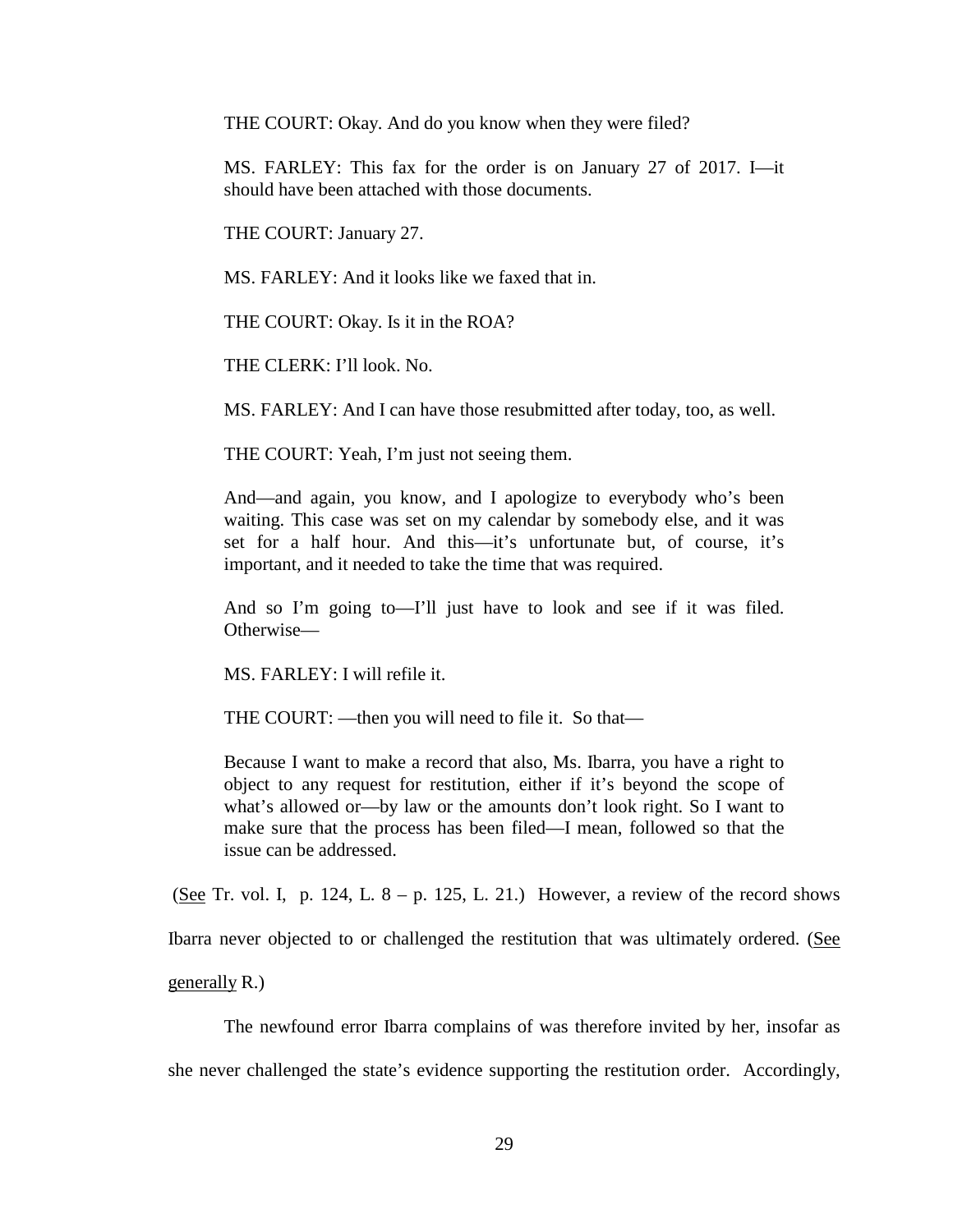> THE COURT: Okay. And do you know when they were filed?
>
> MS. FARLEY: This fax for the order is on January 27 of 2017. I—it should have been attached with those documents.
>
> THE COURT: January 27.
>
> MS. FARLEY: And it looks like we faxed that in.
>
> THE COURT: Okay. Is it in the ROA?
>
> THE CLERK: I'll look. No.
>
> MS. FARLEY: And I can have those resubmitted after today, too, as well.
>
> THE COURT: Yeah, I'm just not seeing them.
>
> And—and again, you know, and I apologize to everybody who's been waiting. This case was set on my calendar by somebody else, and it was set for a half hour. And this—it's unfortunate but, of course, it's important, and it needed to take the time that was required.
>
> And so I'm going to—I'll just have to look and see if it was filed. Otherwise—
>
> MS. FARLEY: I will refile it.
>
> THE COURT: —then you will need to file it. So that—
>
> Because I want to make a record that also, Ms. Ibarra, you have a right to object to any request for restitution, either if it's beyond the scope of what's allowed or—by law or the amounts don't look right. So I want to make sure that the process has been filed—I mean, followed so that the issue can be addressed.

(See Tr. vol. I, p. 124, L. 8 – p. 125, L. 21.) However, a review of the record shows Ibarra never objected to or challenged the restitution that was ultimately ordered. (See generally R.)

The newfound error Ibarra complains of was therefore invited by her, insofar as she never challenged the state's evidence supporting the restitution order. Accordingly,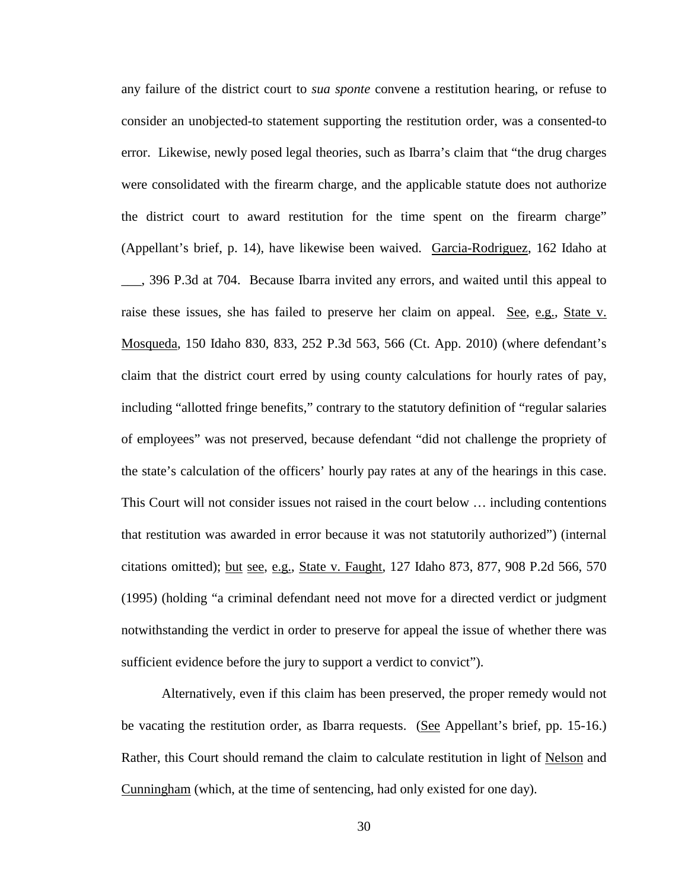any failure of the district court to *sua sponte* convene a restitution hearing, or refuse to consider an unobjected-to statement supporting the restitution order, was a consented-to error. Likewise, newly posed legal theories, such as Ibarra's claim that "the drug charges were consolidated with the firearm charge, and the applicable statute does not authorize the district court to award restitution for the time spent on the firearm charge" (Appellant's brief, p. 14), have likewise been waived. Garcia-Rodriguez, 162 Idaho at ___, 396 P.3d at 704. Because Ibarra invited any errors, and waited until this appeal to raise these issues, she has failed to preserve her claim on appeal. See, e.g., State v. Mosqueda, 150 Idaho 830, 833, 252 P.3d 563, 566 (Ct. App. 2010) (where defendant's claim that the district court erred by using county calculations for hourly rates of pay, including "allotted fringe benefits," contrary to the statutory definition of "regular salaries of employees" was not preserved, because defendant "did not challenge the propriety of the state's calculation of the officers' hourly pay rates at any of the hearings in this case. This Court will not consider issues not raised in the court below … including contentions that restitution was awarded in error because it was not statutorily authorized") (internal citations omitted); but see, e.g., State v. Faught, 127 Idaho 873, 877, 908 P.2d 566, 570 (1995) (holding "a criminal defendant need not move for a directed verdict or judgment notwithstanding the verdict in order to preserve for appeal the issue of whether there was sufficient evidence before the jury to support a verdict to convict").

Alternatively, even if this claim has been preserved, the proper remedy would not be vacating the restitution order, as Ibarra requests. (See Appellant's brief, pp. 15-16.) Rather, this Court should remand the claim to calculate restitution in light of Nelson and Cunningham (which, at the time of sentencing, had only existed for one day).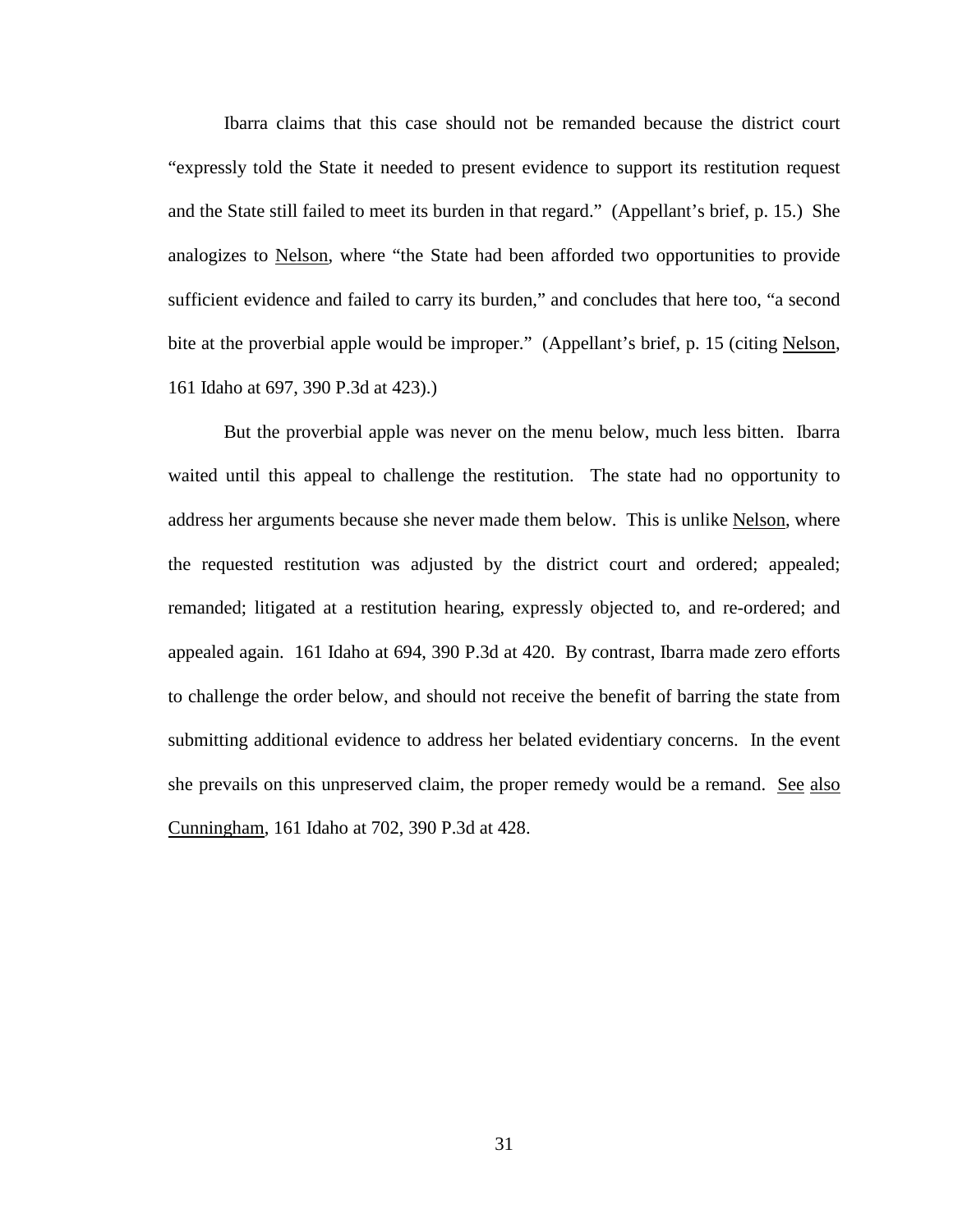Ibarra claims that this case should not be remanded because the district court "expressly told the State it needed to present evidence to support its restitution request and the State still failed to meet its burden in that regard." (Appellant's brief, p. 15.) She analogizes to Nelson, where "the State had been afforded two opportunities to provide sufficient evidence and failed to carry its burden," and concludes that here too, "a second bite at the proverbial apple would be improper." (Appellant's brief, p. 15 (citing Nelson, 161 Idaho at 697, 390 P.3d at 423).)

But the proverbial apple was never on the menu below, much less bitten. Ibarra waited until this appeal to challenge the restitution. The state had no opportunity to address her arguments because she never made them below. This is unlike Nelson, where the requested restitution was adjusted by the district court and ordered; appealed; remanded; litigated at a restitution hearing, expressly objected to, and re-ordered; and appealed again. 161 Idaho at 694, 390 P.3d at 420. By contrast, Ibarra made zero efforts to challenge the order below, and should not receive the benefit of barring the state from submitting additional evidence to address her belated evidentiary concerns. In the event she prevails on this unpreserved claim, the proper remedy would be a remand. See also Cunningham, 161 Idaho at 702, 390 P.3d at 428.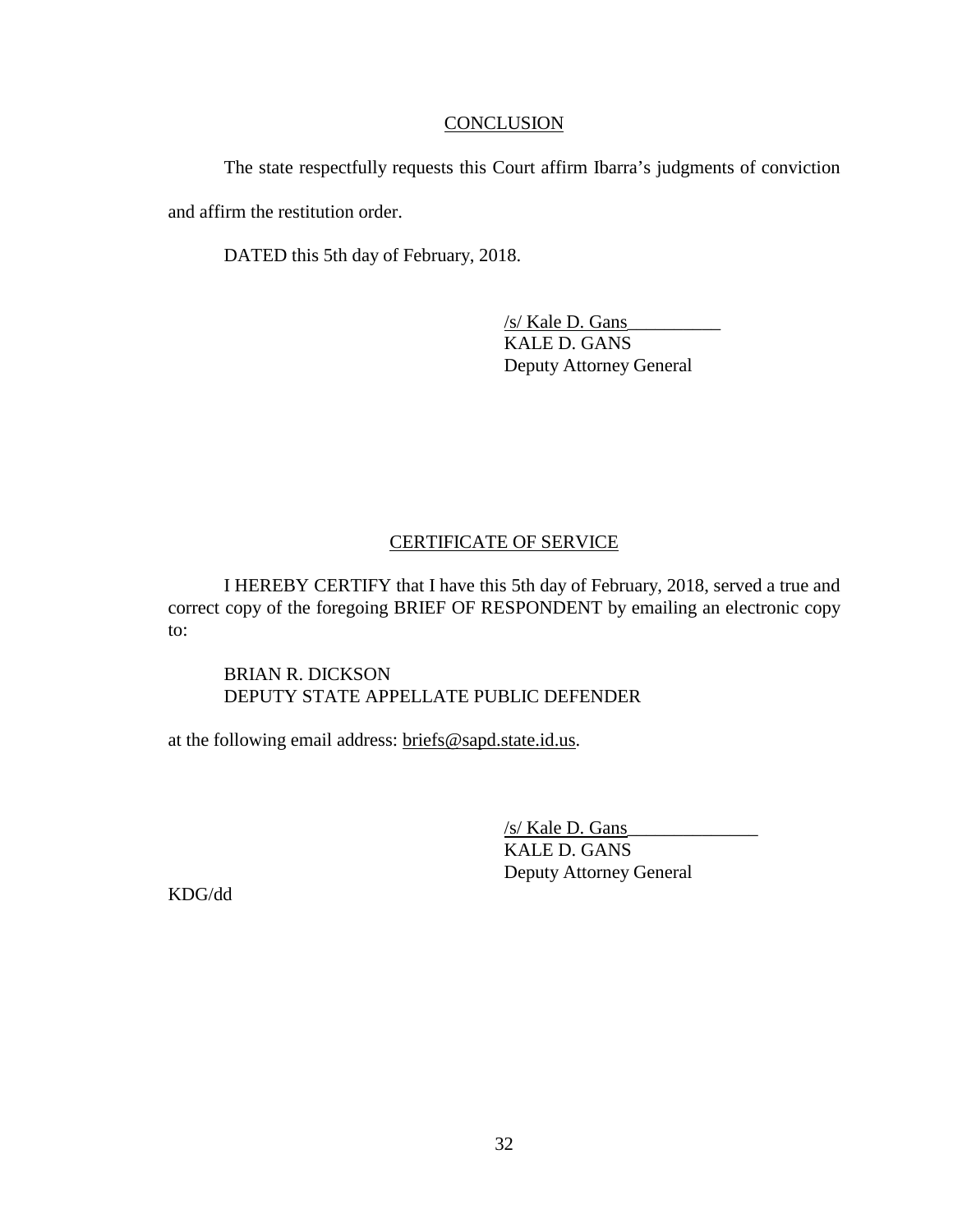## CONCLUSION

The state respectfully requests this Court affirm Ibarra's judgments of conviction and affirm the restitution order.

DATED this 5th day of February, 2018.

/s/ Kale D. Gans
KALE D. GANS
Deputy Attorney General

## CERTIFICATE OF SERVICE

I HEREBY CERTIFY that I have this 5th day of February, 2018, served a true and correct copy of the foregoing BRIEF OF RESPONDENT by emailing an electronic copy to:

BRIAN R. DICKSON
DEPUTY STATE APPELLATE PUBLIC DEFENDER

at the following email address: briefs@sapd.state.id.us.

/s/ Kale D. Gans
KALE D. GANS
Deputy Attorney General

KDG/dd